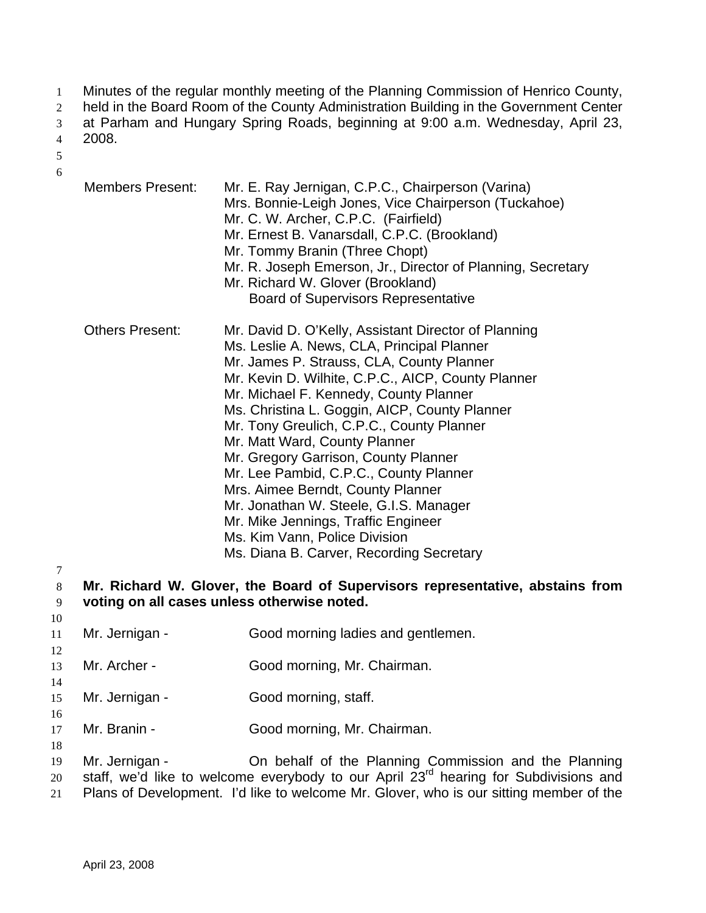Minutes of the regular monthly meeting of the Planning Commission of Henrico County, held in the Board Room of the County Administration Building in the Government Center at Parham and Hungary Spring Roads, beginning at 9:00 a.m. Wednesday, April 23, 2008.

| | |
|---|---|
| Members Present: | Mr. E. Ray Jernigan, C.P.C., Chairperson (Varina)<br>Mrs. Bonnie-Leigh Jones, Vice Chairperson (Tuckahoe)<br>Mr. C. W. Archer, C.P.C. (Fairfield)<br>Mr. Ernest B. Vanarsdall, C.P.C. (Brookland)<br>Mr. Tommy Branin (Three Chopt)<br>Mr. R. Joseph Emerson, Jr., Director of Planning, Secretary<br>Mr. Richard W. Glover (Brookland)<br>Board of Supervisors Representative |
| Others Present: | Mr. David D. O'Kelly, Assistant Director of Planning<br>Ms. Leslie A. News, CLA, Principal Planner<br>Mr. James P. Strauss, CLA, County Planner<br>Mr. Kevin D. Wilhite, C.P.C., AICP, County Planner<br>Mr. Michael F. Kennedy, County Planner<br>Ms. Christina L. Goggin, AICP, County Planner<br>Mr. Tony Greulich, C.P.C., County Planner<br>Mr. Matt Ward, County Planner<br>Mr. Gregory Garrison, County Planner<br>Mr. Lee Pambid, C.P.C., County Planner<br>Mrs. Aimee Berndt, County Planner<br>Mr. Jonathan W. Steele, G.I.S. Manager<br>Mr. Mike Jennings, Traffic Engineer<br>Ms. Kim Vann, Police Division<br>Ms. Diana B. Carver, Recording Secretary |

**Mr. Richard W. Glover, the Board of Supervisors representative, abstains from voting on all cases unless otherwise noted.**

Mr. Jernigan - Good morning ladies and gentlemen.

Mr. Archer - Good morning, Mr. Chairman.

Mr. Jernigan - Good morning, staff.

Mr. Branin - Good morning, Mr. Chairman.

Mr. Jernigan - On behalf of the Planning Commission and the Planning staff, we'd like to welcome everybody to our April 23rd hearing for Subdivisions and Plans of Development. I'd like to welcome Mr. Glover, who is our sitting member of the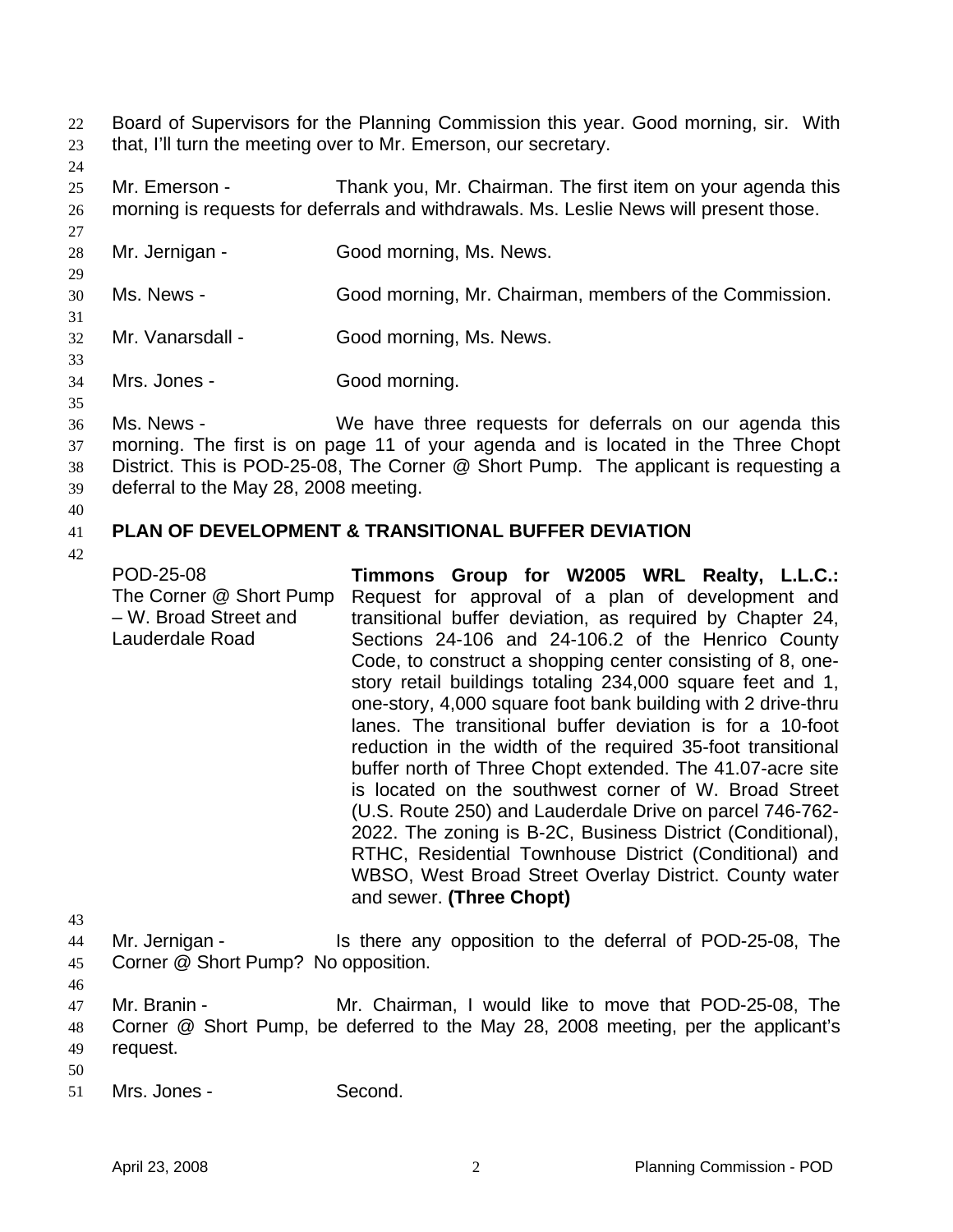Board of Supervisors for the Planning Commission this year. Good morning, sir. With that, I'll turn the meeting over to Mr. Emerson, our secretary.

Mr. Emerson - Thank you, Mr. Chairman. The first item on your agenda this morning is requests for deferrals and withdrawals. Ms. Leslie News will present those.

Mr. Jernigan - Good morning, Ms. News.

Ms. News - Good morning, Mr. Chairman, members of the Commission.

Mr. Vanarsdall - Good morning, Ms. News.

Mrs. Jones - Good morning.

Ms. News - We have three requests for deferrals on our agenda this morning. The first is on page 11 of your agenda and is located in the Three Chopt District. This is POD-25-08, The Corner @ Short Pump. The applicant is requesting a deferral to the May 28, 2008 meeting.

**PLAN OF DEVELOPMENT & TRANSITIONAL BUFFER DEVIATION**

POD-25-08
The Corner @ Short Pump – W. Broad Street and Lauderdale Road

**Timmons Group for W2005 WRL Realty, L.L.C.:** Request for approval of a plan of development and transitional buffer deviation, as required by Chapter 24, Sections 24-106 and 24-106.2 of the Henrico County Code, to construct a shopping center consisting of 8, one-story retail buildings totaling 234,000 square feet and 1, one-story, 4,000 square foot bank building with 2 drive-thru lanes. The transitional buffer deviation is for a 10-foot reduction in the width of the required 35-foot transitional buffer north of Three Chopt extended. The 41.07-acre site is located on the southwest corner of W. Broad Street (U.S. Route 250) and Lauderdale Drive on parcel 746-762-2022. The zoning is B-2C, Business District (Conditional), RTHC, Residential Townhouse District (Conditional) and WBSO, West Broad Street Overlay District. County water and sewer. **(Three Chopt)**

Mr. Jernigan - Is there any opposition to the deferral of POD-25-08, The Corner @ Short Pump? No opposition.

Mr. Branin - Mr. Chairman, I would like to move that POD-25-08, The Corner @ Short Pump, be deferred to the May 28, 2008 meeting, per the applicant's request.

Mrs. Jones - Second.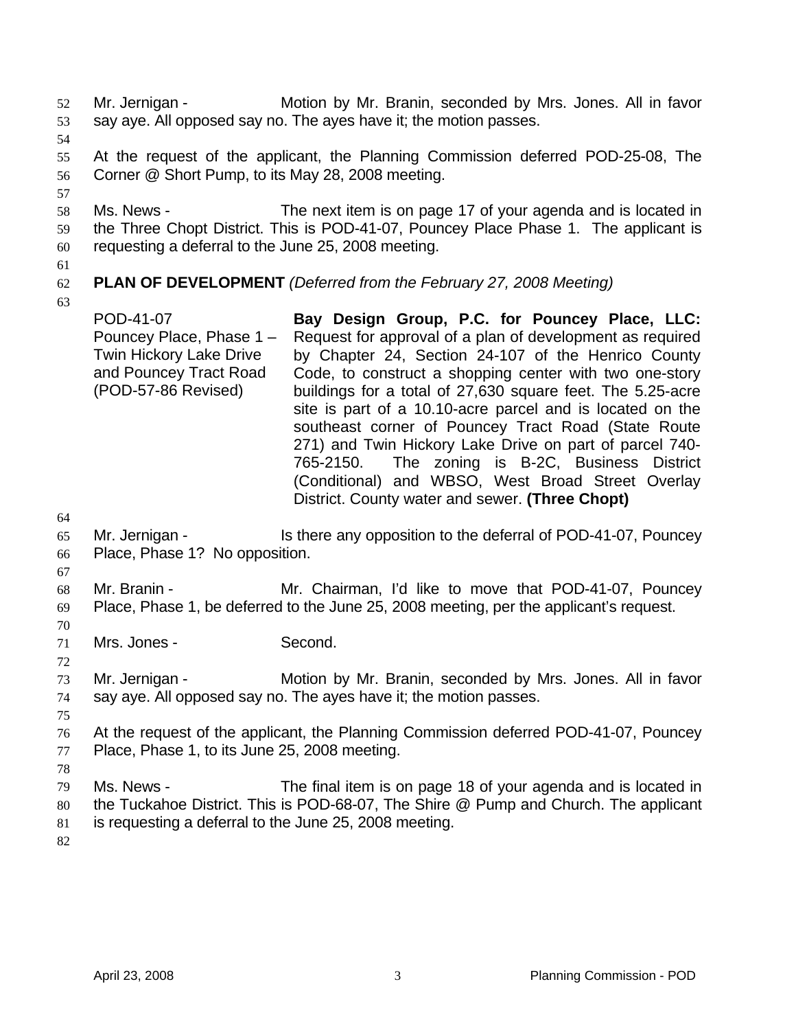Mr. Jernigan - Motion by Mr. Branin, seconded by Mrs. Jones. All in favor say aye. All opposed say no. The ayes have it; the motion passes.

At the request of the applicant, the Planning Commission deferred POD-25-08, The Corner @ Short Pump, to its May 28, 2008 meeting.

Ms. News - The next item is on page 17 of your agenda and is located in the Three Chopt District. This is POD-41-07, Pouncey Place Phase 1. The applicant is requesting a deferral to the June 25, 2008 meeting.

**PLAN OF DEVELOPMENT** *(Deferred from the February 27, 2008 Meeting)*

| | |
|---|---|
| POD-41-07<br>Pouncey Place, Phase 1 – Twin Hickory Lake Drive and Pouncey Tract Road (POD-57-86 Revised) | **Bay Design Group, P.C. for Pouncey Place, LLC:** Request for approval of a plan of development as required by Chapter 24, Section 24-107 of the Henrico County Code, to construct a shopping center with two one-story buildings for a total of 27,630 square feet. The 5.25-acre site is part of a 10.10-acre parcel and is located on the southeast corner of Pouncey Tract Road (State Route 271) and Twin Hickory Lake Drive on part of parcel 740-765-2150. The zoning is B-2C, Business District (Conditional) and WBSO, West Broad Street Overlay District. County water and sewer. **(Three Chopt)** |

Mr. Jernigan - Is there any opposition to the deferral of POD-41-07, Pouncey Place, Phase 1? No opposition.

Mr. Branin - Mr. Chairman, I'd like to move that POD-41-07, Pouncey Place, Phase 1, be deferred to the June 25, 2008 meeting, per the applicant's request.

Mrs. Jones - Second.

Mr. Jernigan - Motion by Mr. Branin, seconded by Mrs. Jones. All in favor say aye. All opposed say no. The ayes have it; the motion passes.

At the request of the applicant, the Planning Commission deferred POD-41-07, Pouncey Place, Phase 1, to its June 25, 2008 meeting.

Ms. News - The final item is on page 18 of your agenda and is located in the Tuckahoe District. This is POD-68-07, The Shire @ Pump and Church. The applicant is requesting a deferral to the June 25, 2008 meeting.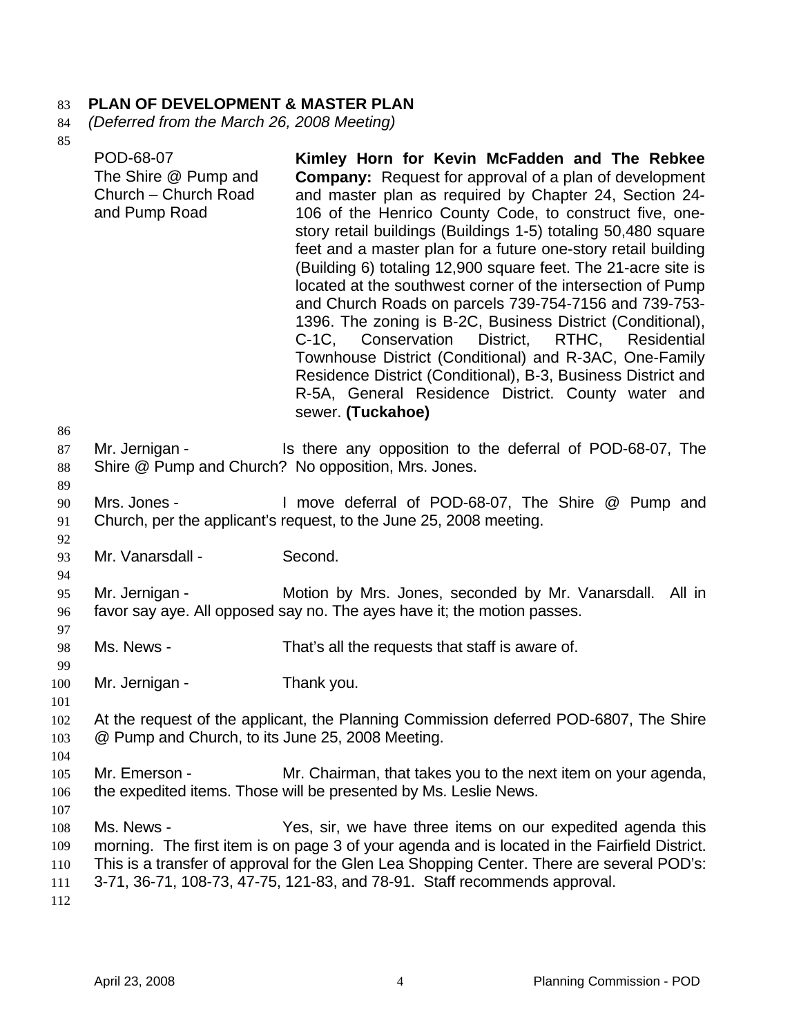**PLAN OF DEVELOPMENT & MASTER PLAN**

*(Deferred from the March 26, 2008 Meeting)*

| | |
|---|---|
| POD-68-07<br>The Shire @ Pump and Church – Church Road and Pump Road | **Kimley Horn for Kevin McFadden and The Rebkee Company:** Request for approval of a plan of development and master plan as required by Chapter 24, Section 24-106 of the Henrico County Code, to construct five, one-story retail buildings (Buildings 1-5) totaling 50,480 square feet and a master plan for a future one-story retail building (Building 6) totaling 12,900 square feet. The 21-acre site is located at the southwest corner of the intersection of Pump and Church Roads on parcels 739-754-7156 and 739-753-1396. The zoning is B-2C, Business District (Conditional), C-1C, Conservation District, RTHC, Residential Townhouse District (Conditional) and R-3AC, One-Family Residence District (Conditional), B-3, Business District and R-5A, General Residence District. County water and sewer. **(Tuckahoe)** |

Mr. Jernigan - Is there any opposition to the deferral of POD-68-07, The Shire @ Pump and Church? No opposition, Mrs. Jones.

Mrs. Jones - I move deferral of POD-68-07, The Shire @ Pump and Church, per the applicant's request, to the June 25, 2008 meeting.

Mr. Vanarsdall - Second.

Mr. Jernigan - Motion by Mrs. Jones, seconded by Mr. Vanarsdall. All in favor say aye. All opposed say no. The ayes have it; the motion passes.

Ms. News - That's all the requests that staff is aware of.

Mr. Jernigan - Thank you.

At the request of the applicant, the Planning Commission deferred POD-6807, The Shire @ Pump and Church, to its June 25, 2008 Meeting.

Mr. Emerson - Mr. Chairman, that takes you to the next item on your agenda, the expedited items. Those will be presented by Ms. Leslie News.

Ms. News - Yes, sir, we have three items on our expedited agenda this morning. The first item is on page 3 of your agenda and is located in the Fairfield District. This is a transfer of approval for the Glen Lea Shopping Center. There are several POD's: 3-71, 36-71, 108-73, 47-75, 121-83, and 78-91. Staff recommends approval.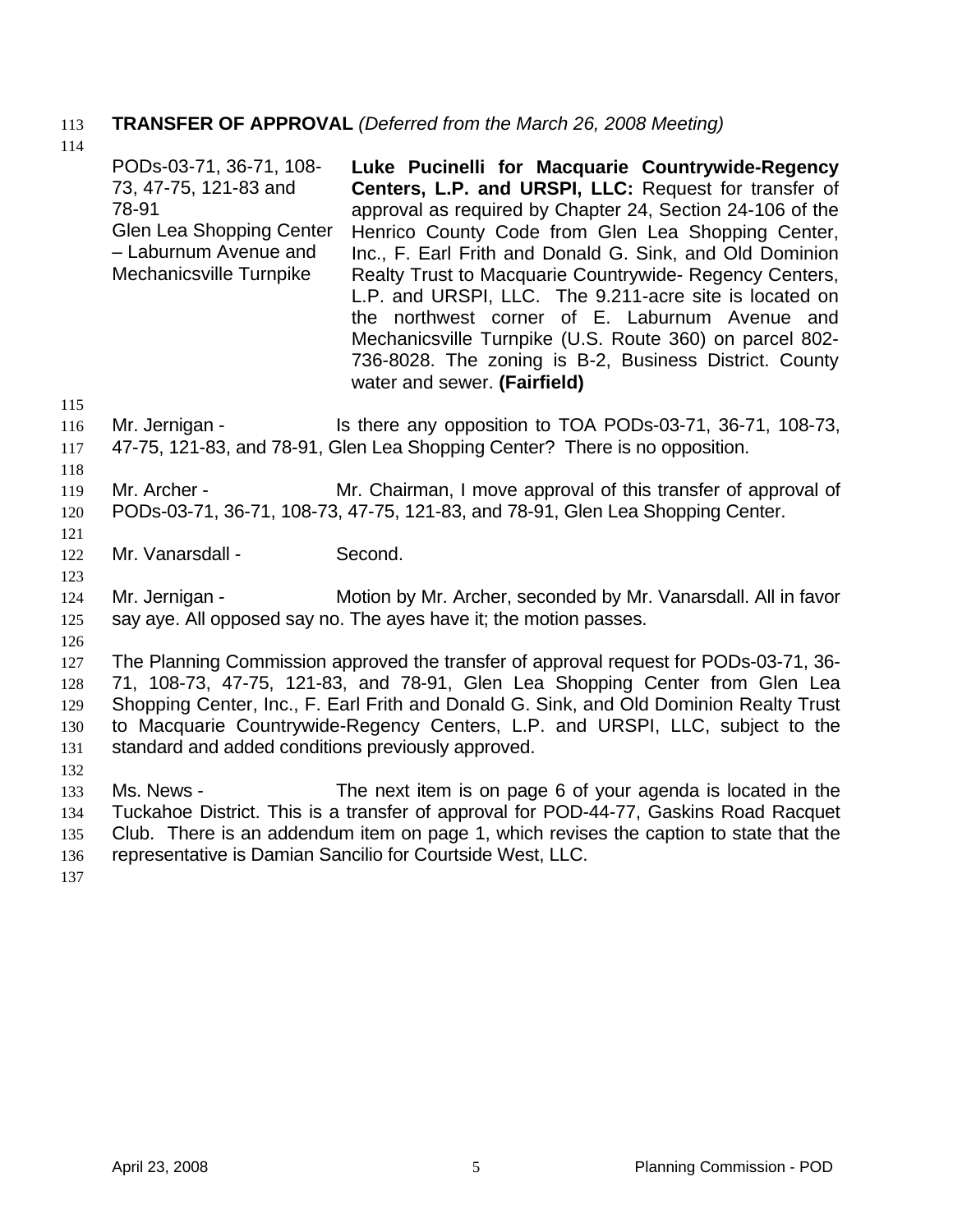**TRANSFER OF APPROVAL** *(Deferred from the March 26, 2008 Meeting)*

| | |
|---|---|
| PODs-03-71, 36-71, 108-73, 47-75, 121-83 and 78-91<br>Glen Lea Shopping Center – Laburnum Avenue and Mechanicsville Turnpike | **Luke Pucinelli for Macquarie Countrywide-Regency Centers, L.P. and URSPI, LLC:** Request for transfer of approval as required by Chapter 24, Section 24-106 of the Henrico County Code from Glen Lea Shopping Center, Inc., F. Earl Frith and Donald G. Sink, and Old Dominion Realty Trust to Macquarie Countrywide- Regency Centers, L.P. and URSPI, LLC. The 9.211-acre site is located on the northwest corner of E. Laburnum Avenue and Mechanicsville Turnpike (U.S. Route 360) on parcel 802-736-8028. The zoning is B-2, Business District. County water and sewer. **(Fairfield)** |

Mr. Jernigan - Is there any opposition to TOA PODs-03-71, 36-71, 108-73, 47-75, 121-83, and 78-91, Glen Lea Shopping Center? There is no opposition.

Mr. Archer - Mr. Chairman, I move approval of this transfer of approval of PODs-03-71, 36-71, 108-73, 47-75, 121-83, and 78-91, Glen Lea Shopping Center.

Mr. Vanarsdall - Second.

Mr. Jernigan - Motion by Mr. Archer, seconded by Mr. Vanarsdall. All in favor say aye. All opposed say no. The ayes have it; the motion passes.

The Planning Commission approved the transfer of approval request for PODs-03-71, 36-71, 108-73, 47-75, 121-83, and 78-91, Glen Lea Shopping Center from Glen Lea Shopping Center, Inc., F. Earl Frith and Donald G. Sink, and Old Dominion Realty Trust to Macquarie Countrywide-Regency Centers, L.P. and URSPI, LLC, subject to the standard and added conditions previously approved.

Ms. News - The next item is on page 6 of your agenda is located in the Tuckahoe District. This is a transfer of approval for POD-44-77, Gaskins Road Racquet Club. There is an addendum item on page 1, which revises the caption to state that the representative is Damian Sancilio for Courtside West, LLC.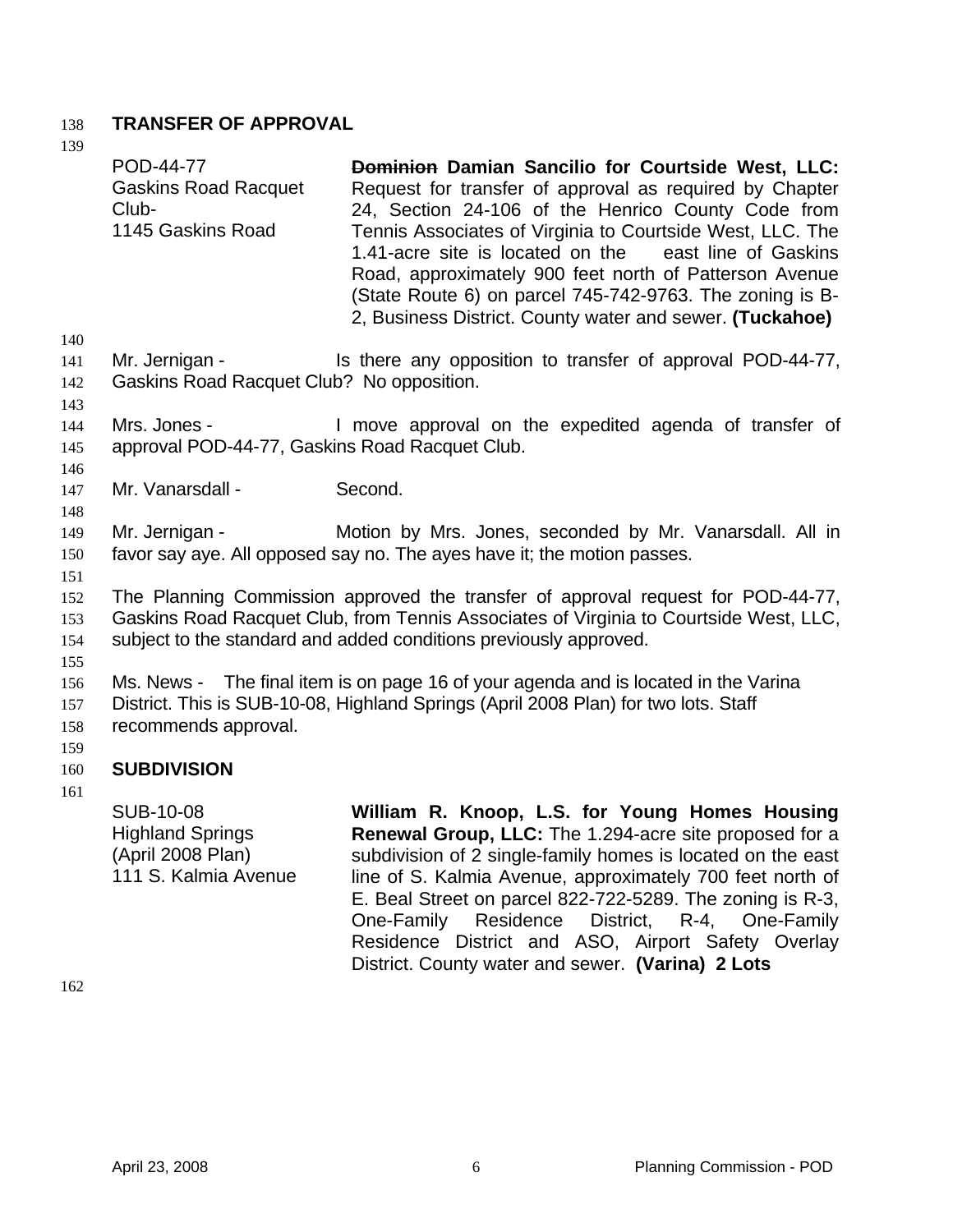**TRANSFER OF APPROVAL**

| | |
|---|---|
| POD-44-77<br>Gaskins Road Racquet Club-<br>1145 Gaskins Road | ~~**Dominion**~~ **Damian Sancilio for Courtside West, LLC:** Request for transfer of approval as required by Chapter 24, Section 24-106 of the Henrico County Code from Tennis Associates of Virginia to Courtside West, LLC. The 1.41-acre site is located on the east line of Gaskins Road, approximately 900 feet north of Patterson Avenue (State Route 6) on parcel 745-742-9763. The zoning is B-2, Business District. County water and sewer. **(Tuckahoe)** |

Mr. Jernigan - Is there any opposition to transfer of approval POD-44-77, Gaskins Road Racquet Club? No opposition.

Mrs. Jones - I move approval on the expedited agenda of transfer of approval POD-44-77, Gaskins Road Racquet Club.

Mr. Vanarsdall - Second.

Mr. Jernigan - Motion by Mrs. Jones, seconded by Mr. Vanarsdall. All in favor say aye. All opposed say no. The ayes have it; the motion passes.

The Planning Commission approved the transfer of approval request for POD-44-77, Gaskins Road Racquet Club, from Tennis Associates of Virginia to Courtside West, LLC, subject to the standard and added conditions previously approved.

Ms. News - The final item is on page 16 of your agenda and is located in the Varina District. This is SUB-10-08, Highland Springs (April 2008 Plan) for two lots. Staff recommends approval.

**SUBDIVISION**

| | |
|---|---|
| SUB-10-08<br>Highland Springs<br>(April 2008 Plan)<br>111 S. Kalmia Avenue | **William R. Knoop, L.S. for Young Homes Housing Renewal Group, LLC:** The 1.294-acre site proposed for a subdivision of 2 single-family homes is located on the east line of S. Kalmia Avenue, approximately 700 feet north of E. Beal Street on parcel 822-722-5289. The zoning is R-3, One-Family Residence District, R-4, One-Family Residence District and ASO, Airport Safety Overlay District. County water and sewer. **(Varina) 2 Lots** |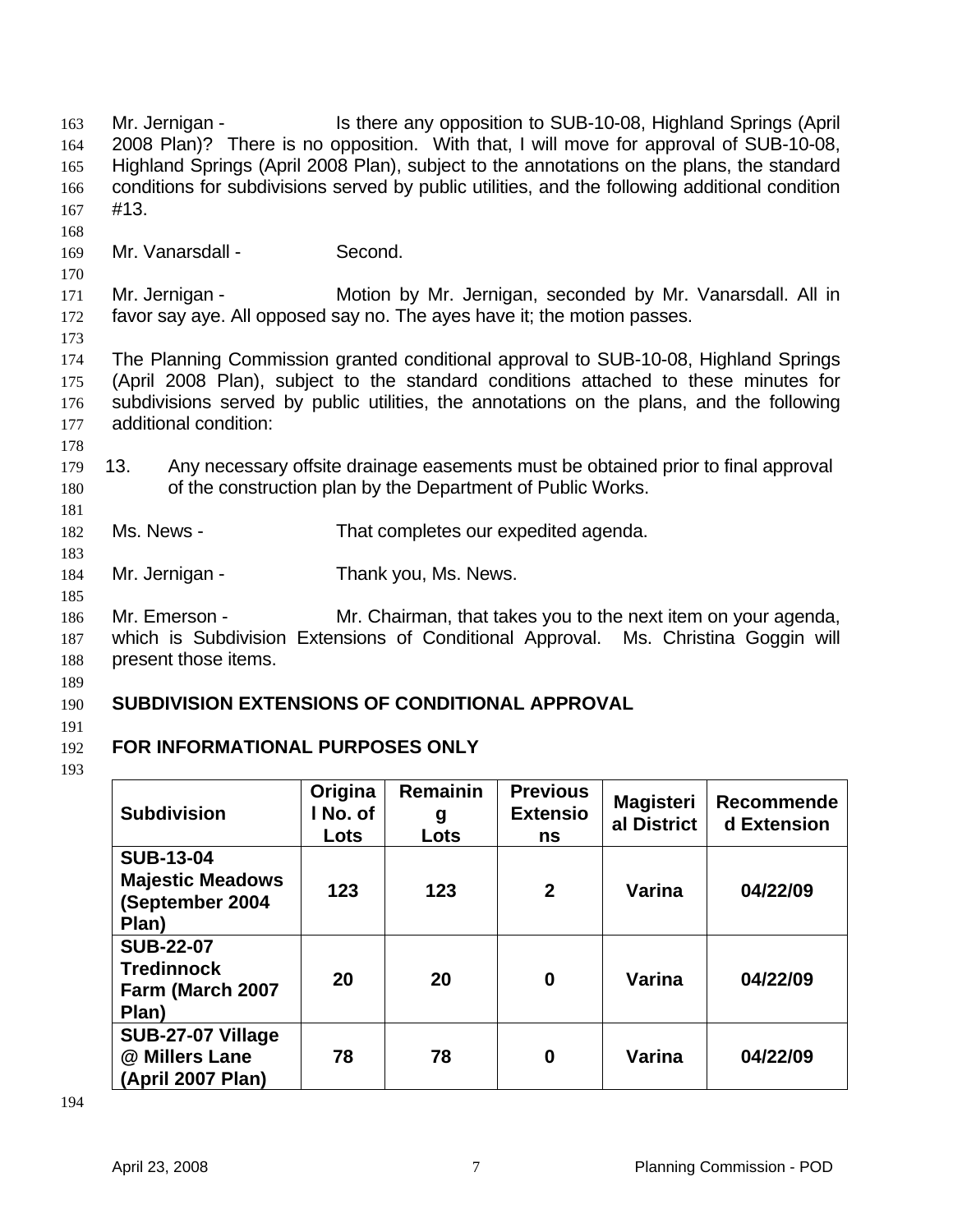Mr. Jernigan - Is there any opposition to SUB-10-08, Highland Springs (April 2008 Plan)? There is no opposition. With that, I will move for approval of SUB-10-08, Highland Springs (April 2008 Plan), subject to the annotations on the plans, the standard conditions for subdivisions served by public utilities, and the following additional condition #13.

Mr. Vanarsdall - Second.

Mr. Jernigan - Motion by Mr. Jernigan, seconded by Mr. Vanarsdall. All in favor say aye. All opposed say no. The ayes have it; the motion passes.

The Planning Commission granted conditional approval to SUB-10-08, Highland Springs (April 2008 Plan), subject to the standard conditions attached to these minutes for subdivisions served by public utilities, the annotations on the plans, and the following additional condition:

13. Any necessary offsite drainage easements must be obtained prior to final approval of the construction plan by the Department of Public Works.

Ms. News - That completes our expedited agenda.

Mr. Jernigan - Thank you, Ms. News.

Mr. Emerson - Mr. Chairman, that takes you to the next item on your agenda, which is Subdivision Extensions of Conditional Approval. Ms. Christina Goggin will present those items.

**SUBDIVISION EXTENSIONS OF CONDITIONAL APPROVAL**

**FOR INFORMATIONAL PURPOSES ONLY**

| Subdivision | Original No. of Lots | Remaining Lots | Previous Extensions | Magisterial District | Recommended Extension |
|---|---|---|---|---|---|
| **SUB-13-04 Majestic Meadows (September 2004 Plan)** | **123** | **123** | **2** | **Varina** | **04/22/09** |
| **SUB-22-07 Tredinnock Farm (March 2007 Plan)** | **20** | **20** | **0** | **Varina** | **04/22/09** |
| **SUB-27-07 Village @ Millers Lane (April 2007 Plan)** | **78** | **78** | **0** | **Varina** | **04/22/09** |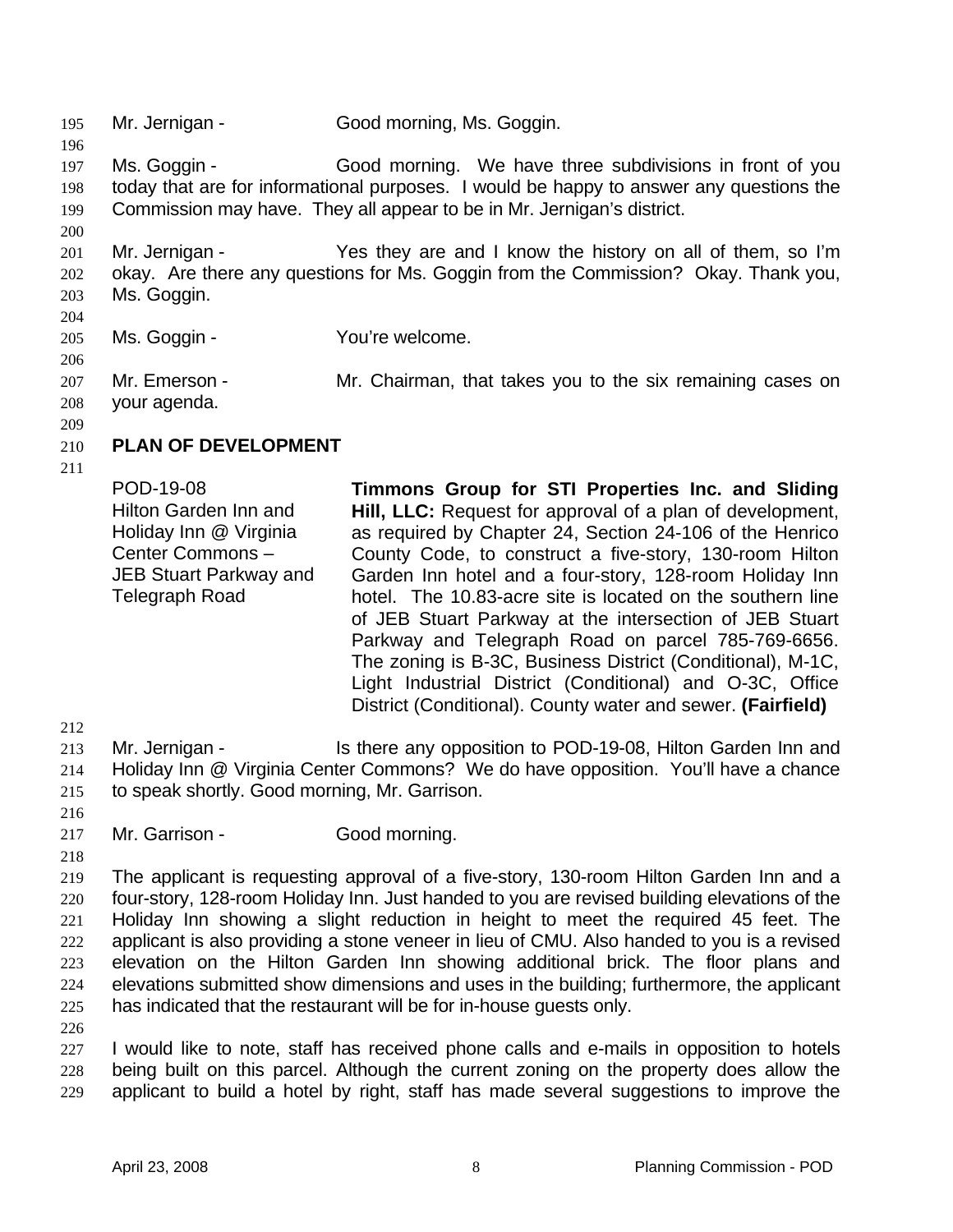Mr. Jernigan - Good morning, Ms. Goggin.

Ms. Goggin - Good morning. We have three subdivisions in front of you today that are for informational purposes. I would be happy to answer any questions the Commission may have. They all appear to be in Mr. Jernigan's district.

Mr. Jernigan - Yes they are and I know the history on all of them, so I'm okay. Are there any questions for Ms. Goggin from the Commission? Okay. Thank you, Ms. Goggin.

Ms. Goggin - You're welcome.

Mr. Emerson - Mr. Chairman, that takes you to the six remaining cases on your agenda.

## PLAN OF DEVELOPMENT

| | |
|---|---|
| POD-19-08 Hilton Garden Inn and Holiday Inn @ Virginia Center Commons – JEB Stuart Parkway and Telegraph Road | **Timmons Group for STI Properties Inc. and Sliding Hill, LLC:** Request for approval of a plan of development, as required by Chapter 24, Section 24-106 of the Henrico County Code, to construct a five-story, 130-room Hilton Garden Inn hotel and a four-story, 128-room Holiday Inn hotel. The 10.83-acre site is located on the southern line of JEB Stuart Parkway at the intersection of JEB Stuart Parkway and Telegraph Road on parcel 785-769-6656. The zoning is B-3C, Business District (Conditional), M-1C, Light Industrial District (Conditional) and O-3C, Office District (Conditional). County water and sewer. **(Fairfield)** |

Mr. Jernigan - Is there any opposition to POD-19-08, Hilton Garden Inn and Holiday Inn @ Virginia Center Commons? We do have opposition. You'll have a chance to speak shortly. Good morning, Mr. Garrison.

Mr. Garrison - Good morning.

The applicant is requesting approval of a five-story, 130-room Hilton Garden Inn and a four-story, 128-room Holiday Inn. Just handed to you are revised building elevations of the Holiday Inn showing a slight reduction in height to meet the required 45 feet. The applicant is also providing a stone veneer in lieu of CMU. Also handed to you is a revised elevation on the Hilton Garden Inn showing additional brick. The floor plans and elevations submitted show dimensions and uses in the building; furthermore, the applicant has indicated that the restaurant will be for in-house guests only.

I would like to note, staff has received phone calls and e-mails in opposition to hotels being built on this parcel. Although the current zoning on the property does allow the applicant to build a hotel by right, staff has made several suggestions to improve the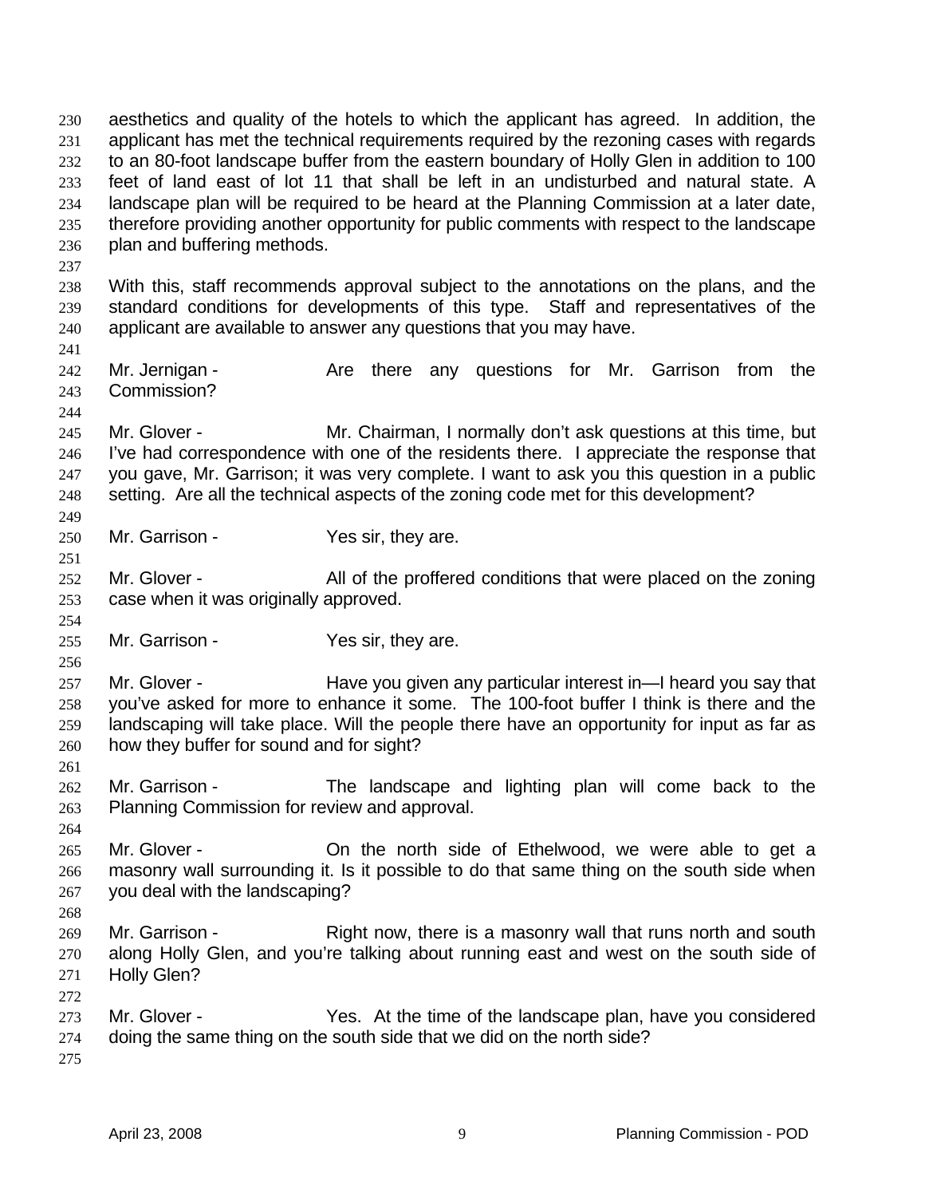aesthetics and quality of the hotels to which the applicant has agreed. In addition, the applicant has met the technical requirements required by the rezoning cases with regards to an 80-foot landscape buffer from the eastern boundary of Holly Glen in addition to 100 feet of land east of lot 11 that shall be left in an undisturbed and natural state. A landscape plan will be required to be heard at the Planning Commission at a later date, therefore providing another opportunity for public comments with respect to the landscape plan and buffering methods.

With this, staff recommends approval subject to the annotations on the plans, and the standard conditions for developments of this type. Staff and representatives of the applicant are available to answer any questions that you may have.

Mr. Jernigan - Are there any questions for Mr. Garrison from the Commission?

Mr. Glover - Mr. Chairman, I normally don't ask questions at this time, but I've had correspondence with one of the residents there. I appreciate the response that you gave, Mr. Garrison; it was very complete. I want to ask you this question in a public setting. Are all the technical aspects of the zoning code met for this development?

Mr. Garrison - Yes sir, they are.

Mr. Glover - All of the proffered conditions that were placed on the zoning case when it was originally approved.

Mr. Garrison - Yes sir, they are.

Mr. Glover - Have you given any particular interest in—I heard you say that you've asked for more to enhance it some. The 100-foot buffer I think is there and the landscaping will take place. Will the people there have an opportunity for input as far as how they buffer for sound and for sight?

Mr. Garrison - The landscape and lighting plan will come back to the Planning Commission for review and approval.

Mr. Glover - On the north side of Ethelwood, we were able to get a masonry wall surrounding it. Is it possible to do that same thing on the south side when you deal with the landscaping?

Mr. Garrison - Right now, there is a masonry wall that runs north and south along Holly Glen, and you're talking about running east and west on the south side of Holly Glen?

Mr. Glover - Yes. At the time of the landscape plan, have you considered doing the same thing on the south side that we did on the north side?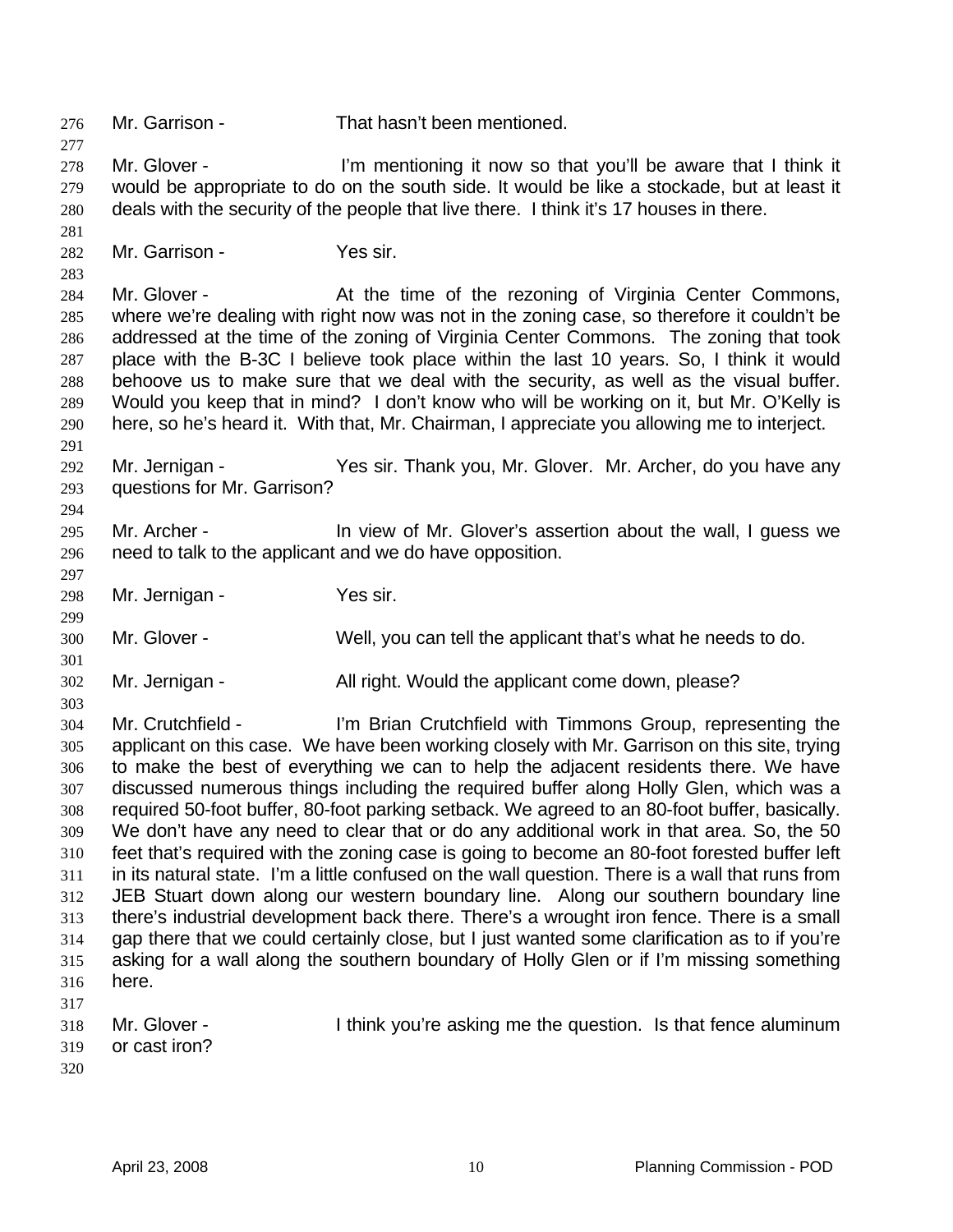Mr. Garrison - That hasn't been mentioned.

Mr. Glover - I'm mentioning it now so that you'll be aware that I think it would be appropriate to do on the south side. It would be like a stockade, but at least it deals with the security of the people that live there. I think it's 17 houses in there.

Mr. Garrison - Yes sir.

Mr. Glover - At the time of the rezoning of Virginia Center Commons, where we're dealing with right now was not in the zoning case, so therefore it couldn't be addressed at the time of the zoning of Virginia Center Commons. The zoning that took place with the B-3C I believe took place within the last 10 years. So, I think it would behoove us to make sure that we deal with the security, as well as the visual buffer. Would you keep that in mind? I don't know who will be working on it, but Mr. O'Kelly is here, so he's heard it. With that, Mr. Chairman, I appreciate you allowing me to interject.

Mr. Jernigan - Yes sir. Thank you, Mr. Glover. Mr. Archer, do you have any questions for Mr. Garrison?

Mr. Archer - In view of Mr. Glover's assertion about the wall, I guess we need to talk to the applicant and we do have opposition.

Mr. Jernigan - Yes sir.

Mr. Glover - Well, you can tell the applicant that's what he needs to do.

Mr. Jernigan - All right. Would the applicant come down, please?

Mr. Crutchfield - I'm Brian Crutchfield with Timmons Group, representing the applicant on this case. We have been working closely with Mr. Garrison on this site, trying to make the best of everything we can to help the adjacent residents there. We have discussed numerous things including the required buffer along Holly Glen, which was a required 50-foot buffer, 80-foot parking setback. We agreed to an 80-foot buffer, basically. We don't have any need to clear that or do any additional work in that area. So, the 50 feet that's required with the zoning case is going to become an 80-foot forested buffer left in its natural state. I'm a little confused on the wall question. There is a wall that runs from JEB Stuart down along our western boundary line. Along our southern boundary line there's industrial development back there. There's a wrought iron fence. There is a small gap there that we could certainly close, but I just wanted some clarification as to if you're asking for a wall along the southern boundary of Holly Glen or if I'm missing something here.

Mr. Glover - I think you're asking me the question. Is that fence aluminum or cast iron?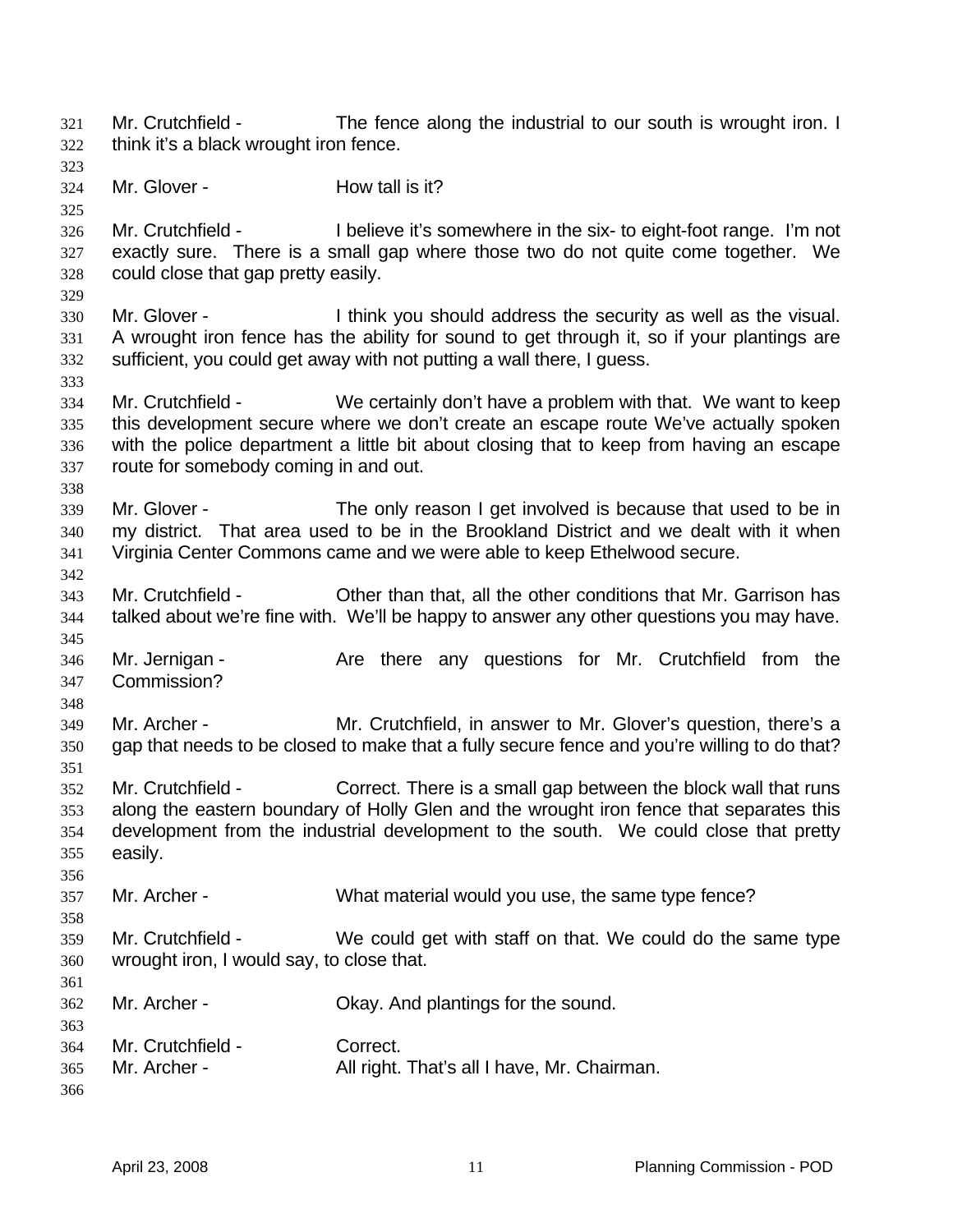Mr. Crutchfield - The fence along the industrial to our south is wrought iron. I think it's a black wrought iron fence.

Mr. Glover - How tall is it?

Mr. Crutchfield - I believe it's somewhere in the six- to eight-foot range. I'm not exactly sure. There is a small gap where those two do not quite come together. We could close that gap pretty easily.

Mr. Glover - I think you should address the security as well as the visual. A wrought iron fence has the ability for sound to get through it, so if your plantings are sufficient, you could get away with not putting a wall there, I guess.

Mr. Crutchfield - We certainly don't have a problem with that. We want to keep this development secure where we don't create an escape route We've actually spoken with the police department a little bit about closing that to keep from having an escape route for somebody coming in and out.

Mr. Glover - The only reason I get involved is because that used to be in my district. That area used to be in the Brookland District and we dealt with it when Virginia Center Commons came and we were able to keep Ethelwood secure.

Mr. Crutchfield - Other than that, all the other conditions that Mr. Garrison has talked about we're fine with. We'll be happy to answer any other questions you may have.

Mr. Jernigan - Are there any questions for Mr. Crutchfield from the Commission?

Mr. Archer - Mr. Crutchfield, in answer to Mr. Glover's question, there's a gap that needs to be closed to make that a fully secure fence and you're willing to do that?

Mr. Crutchfield - Correct. There is a small gap between the block wall that runs along the eastern boundary of Holly Glen and the wrought iron fence that separates this development from the industrial development to the south. We could close that pretty easily.

Mr. Archer - What material would you use, the same type fence?

Mr. Crutchfield - We could get with staff on that. We could do the same type wrought iron, I would say, to close that.

Mr. Archer - Okay. And plantings for the sound.

Mr. Crutchfield - Correct.

Mr. Archer - All right. That's all I have, Mr. Chairman.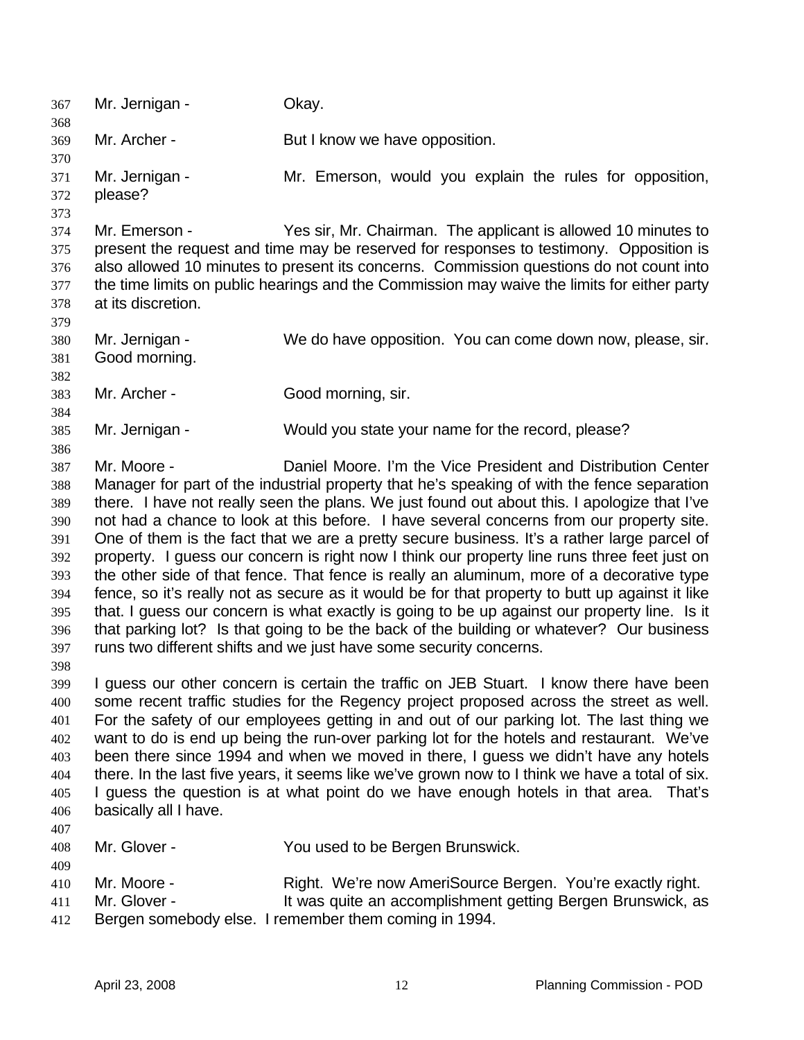Mr. Jernigan - Okay.

Mr. Archer - But I know we have opposition.

Mr. Jernigan - Mr. Emerson, would you explain the rules for opposition, please?

Mr. Emerson - Yes sir, Mr. Chairman. The applicant is allowed 10 minutes to present the request and time may be reserved for responses to testimony. Opposition is also allowed 10 minutes to present its concerns. Commission questions do not count into the time limits on public hearings and the Commission may waive the limits for either party at its discretion.

Mr. Jernigan - We do have opposition. You can come down now, please, sir. Good morning.

Mr. Archer - Good morning, sir.

Mr. Jernigan - Would you state your name for the record, please?

Mr. Moore - Daniel Moore. I'm the Vice President and Distribution Center Manager for part of the industrial property that he's speaking of with the fence separation there. I have not really seen the plans. We just found out about this. I apologize that I've not had a chance to look at this before. I have several concerns from our property site. One of them is the fact that we are a pretty secure business. It's a rather large parcel of property. I guess our concern is right now I think our property line runs three feet just on the other side of that fence. That fence is really an aluminum, more of a decorative type fence, so it's really not as secure as it would be for that property to butt up against it like that. I guess our concern is what exactly is going to be up against our property line. Is it that parking lot? Is that going to be the back of the building or whatever? Our business runs two different shifts and we just have some security concerns.

I guess our other concern is certain the traffic on JEB Stuart. I know there have been some recent traffic studies for the Regency project proposed across the street as well. For the safety of our employees getting in and out of our parking lot. The last thing we want to do is end up being the run-over parking lot for the hotels and restaurant. We've been there since 1994 and when we moved in there, I guess we didn't have any hotels there. In the last five years, it seems like we've grown now to I think we have a total of six. I guess the question is at what point do we have enough hotels in that area. That's basically all I have.

Mr. Glover - You used to be Bergen Brunswick.

Mr. Moore - Right. We're now AmeriSource Bergen. You're exactly right.

Mr. Glover - It was quite an accomplishment getting Bergen Brunswick, as Bergen somebody else. I remember them coming in 1994.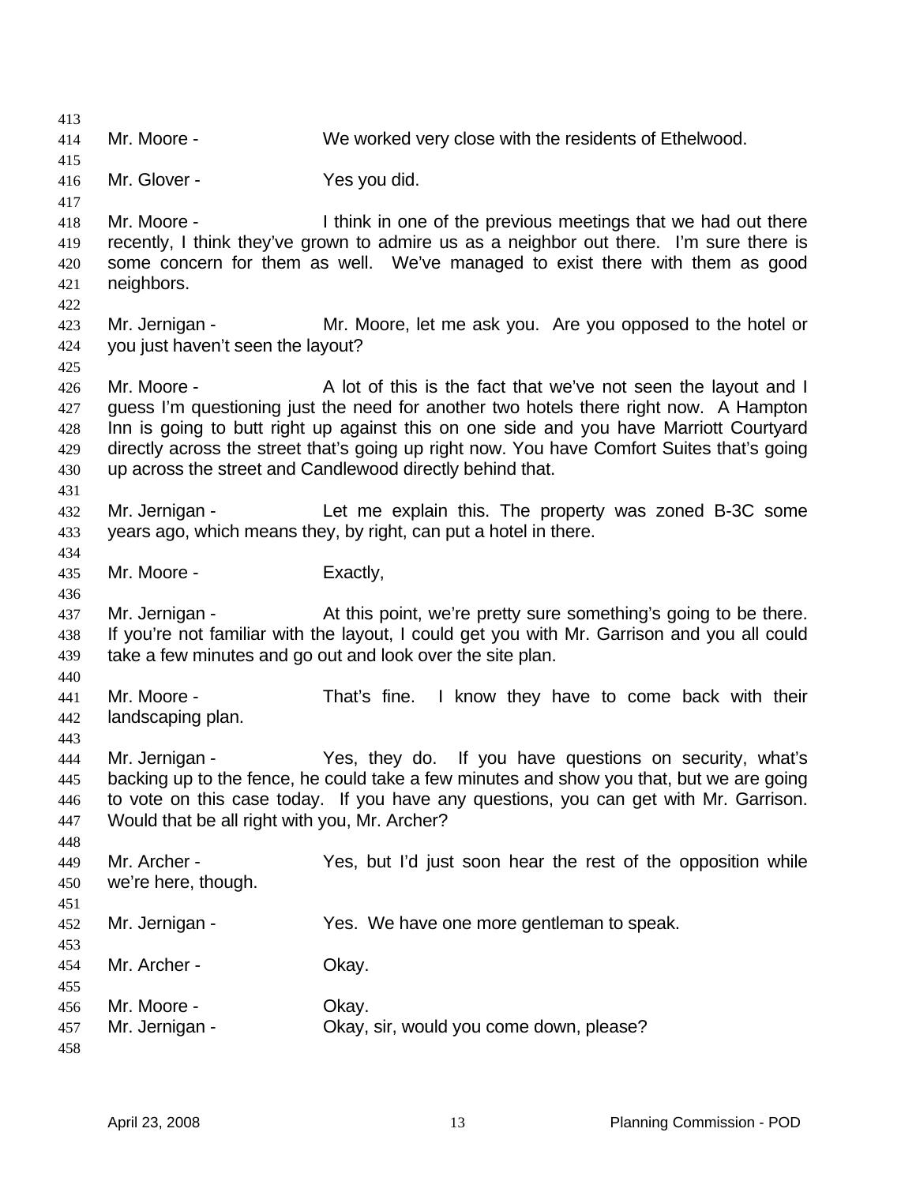Mr. Moore - We worked very close with the residents of Ethelwood.

Mr. Glover - Yes you did.

Mr. Moore - I think in one of the previous meetings that we had out there recently, I think they've grown to admire us as a neighbor out there. I'm sure there is some concern for them as well. We've managed to exist there with them as good neighbors.

Mr. Jernigan - Mr. Moore, let me ask you. Are you opposed to the hotel or you just haven't seen the layout?

Mr. Moore - A lot of this is the fact that we've not seen the layout and I guess I'm questioning just the need for another two hotels there right now. A Hampton Inn is going to butt right up against this on one side and you have Marriott Courtyard directly across the street that's going up right now. You have Comfort Suites that's going up across the street and Candlewood directly behind that.

Mr. Jernigan - Let me explain this. The property was zoned B-3C some years ago, which means they, by right, can put a hotel in there.

Mr. Moore - Exactly,

Mr. Jernigan - At this point, we're pretty sure something's going to be there. If you're not familiar with the layout, I could get you with Mr. Garrison and you all could take a few minutes and go out and look over the site plan.

Mr. Moore - That's fine. I know they have to come back with their landscaping plan.

Mr. Jernigan - Yes, they do. If you have questions on security, what's backing up to the fence, he could take a few minutes and show you that, but we are going to vote on this case today. If you have any questions, you can get with Mr. Garrison. Would that be all right with you, Mr. Archer?

Mr. Archer - Yes, but I'd just soon hear the rest of the opposition while we're here, though.

Mr. Jernigan - Yes. We have one more gentleman to speak.

Mr. Archer - Okay.

Mr. Moore - Okay.

Mr. Jernigan - Okay, sir, would you come down, please?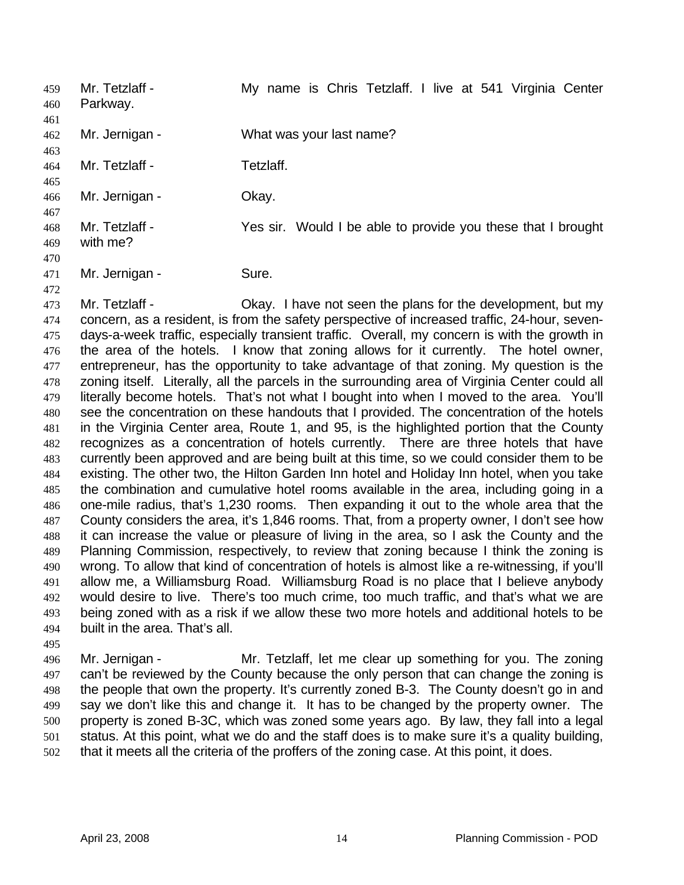Mr. Tetzlaff - My name is Chris Tetzlaff. I live at 541 Virginia Center Parkway.

Mr. Jernigan - What was your last name?

Mr. Tetzlaff - Tetzlaff.

Mr. Jernigan - Okay.

Mr. Tetzlaff - Yes sir. Would I be able to provide you these that I brought with me?

Mr. Jernigan - Sure.

Mr. Tetzlaff - Okay. I have not seen the plans for the development, but my concern, as a resident, is from the safety perspective of increased traffic, 24-hour, seven-days-a-week traffic, especially transient traffic. Overall, my concern is with the growth in the area of the hotels. I know that zoning allows for it currently. The hotel owner, entrepreneur, has the opportunity to take advantage of that zoning. My question is the zoning itself. Literally, all the parcels in the surrounding area of Virginia Center could all literally become hotels. That's not what I bought into when I moved to the area. You'll see the concentration on these handouts that I provided. The concentration of the hotels in the Virginia Center area, Route 1, and 95, is the highlighted portion that the County recognizes as a concentration of hotels currently. There are three hotels that have currently been approved and are being built at this time, so we could consider them to be existing. The other two, the Hilton Garden Inn hotel and Holiday Inn hotel, when you take the combination and cumulative hotel rooms available in the area, including going in a one-mile radius, that's 1,230 rooms. Then expanding it out to the whole area that the County considers the area, it's 1,846 rooms. That, from a property owner, I don't see how it can increase the value or pleasure of living in the area, so I ask the County and the Planning Commission, respectively, to review that zoning because I think the zoning is wrong. To allow that kind of concentration of hotels is almost like a re-witnessing, if you'll allow me, a Williamsburg Road. Williamsburg Road is no place that I believe anybody would desire to live. There's too much crime, too much traffic, and that's what we are being zoned with as a risk if we allow these two more hotels and additional hotels to be built in the area. That's all.

Mr. Jernigan - Mr. Tetzlaff, let me clear up something for you. The zoning can't be reviewed by the County because the only person that can change the zoning is the people that own the property. It's currently zoned B-3. The County doesn't go in and say we don't like this and change it. It has to be changed by the property owner. The property is zoned B-3C, which was zoned some years ago. By law, they fall into a legal status. At this point, what we do and the staff does is to make sure it's a quality building, that it meets all the criteria of the proffers of the zoning case. At this point, it does.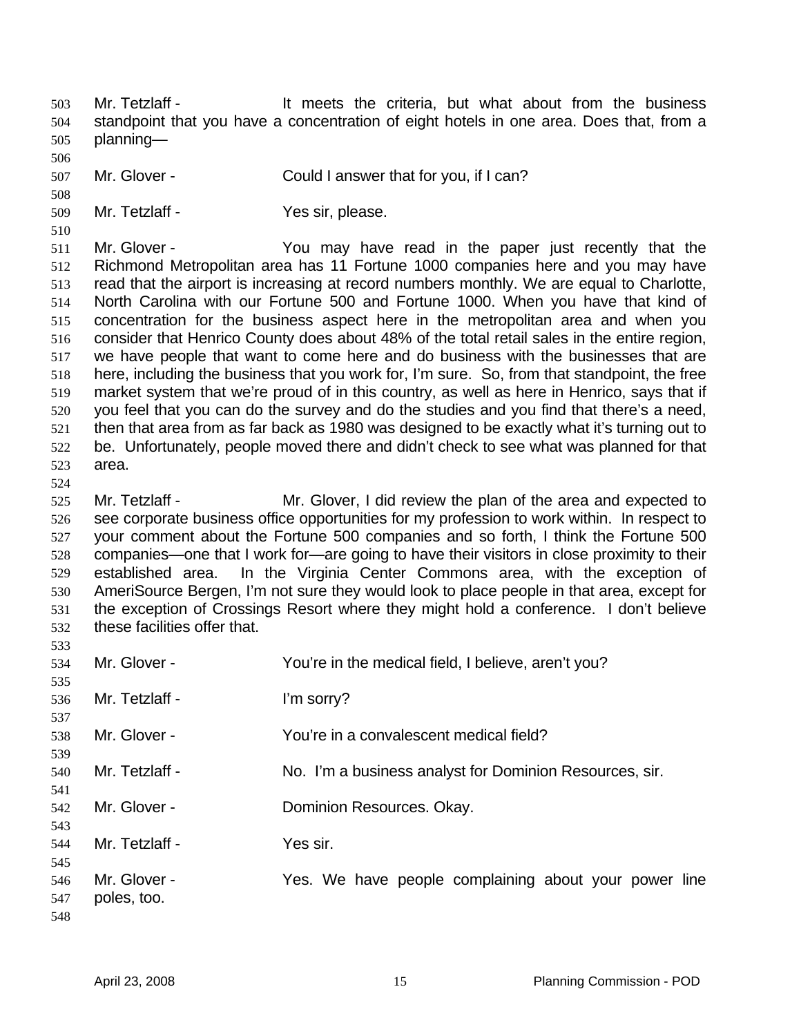Mr. Tetzlaff - It meets the criteria, but what about from the business standpoint that you have a concentration of eight hotels in one area. Does that, from a planning—

Mr. Glover - Could I answer that for you, if I can?

Mr. Tetzlaff - Yes sir, please.

Mr. Glover - You may have read in the paper just recently that the Richmond Metropolitan area has 11 Fortune 1000 companies here and you may have read that the airport is increasing at record numbers monthly. We are equal to Charlotte, North Carolina with our Fortune 500 and Fortune 1000. When you have that kind of concentration for the business aspect here in the metropolitan area and when you consider that Henrico County does about 48% of the total retail sales in the entire region, we have people that want to come here and do business with the businesses that are here, including the business that you work for, I'm sure. So, from that standpoint, the free market system that we're proud of in this country, as well as here in Henrico, says that if you feel that you can do the survey and do the studies and you find that there's a need, then that area from as far back as 1980 was designed to be exactly what it's turning out to be. Unfortunately, people moved there and didn't check to see what was planned for that area.

Mr. Tetzlaff - Mr. Glover, I did review the plan of the area and expected to see corporate business office opportunities for my profession to work within. In respect to your comment about the Fortune 500 companies and so forth, I think the Fortune 500 companies—one that I work for—are going to have their visitors in close proximity to their established area. In the Virginia Center Commons area, with the exception of AmeriSource Bergen, I'm not sure they would look to place people in that area, except for the exception of Crossings Resort where they might hold a conference. I don't believe these facilities offer that.

Mr. Glover - You're in the medical field, I believe, aren't you?

Mr. Tetzlaff - I'm sorry?

Mr. Glover - You're in a convalescent medical field?

Mr. Tetzlaff - No. I'm a business analyst for Dominion Resources, sir.

Mr. Glover - Dominion Resources. Okay.

Mr. Tetzlaff - Yes sir.

Mr. Glover - Yes. We have people complaining about your power line poles, too.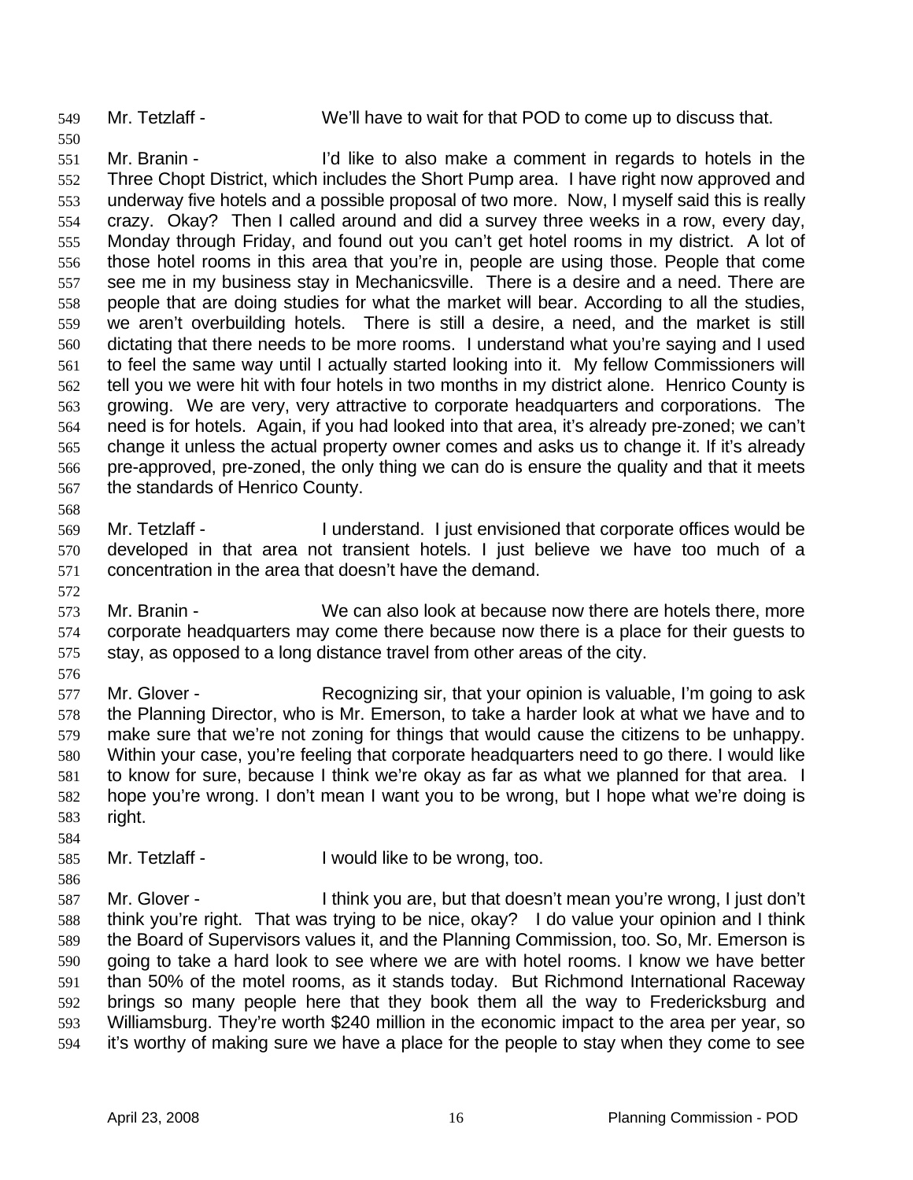Mr. Tetzlaff - We'll have to wait for that POD to come up to discuss that.

Mr. Branin - I'd like to also make a comment in regards to hotels in the Three Chopt District, which includes the Short Pump area. I have right now approved and underway five hotels and a possible proposal of two more. Now, I myself said this is really crazy. Okay? Then I called around and did a survey three weeks in a row, every day, Monday through Friday, and found out you can't get hotel rooms in my district. A lot of those hotel rooms in this area that you're in, people are using those. People that come see me in my business stay in Mechanicsville. There is a desire and a need. There are people that are doing studies for what the market will bear. According to all the studies, we aren't overbuilding hotels. There is still a desire, a need, and the market is still dictating that there needs to be more rooms. I understand what you're saying and I used to feel the same way until I actually started looking into it. My fellow Commissioners will tell you we were hit with four hotels in two months in my district alone. Henrico County is growing. We are very, very attractive to corporate headquarters and corporations. The need is for hotels. Again, if you had looked into that area, it's already pre-zoned; we can't change it unless the actual property owner comes and asks us to change it. If it's already pre-approved, pre-zoned, the only thing we can do is ensure the quality and that it meets the standards of Henrico County.

Mr. Tetzlaff - I understand. I just envisioned that corporate offices would be developed in that area not transient hotels. I just believe we have too much of a concentration in the area that doesn't have the demand.

Mr. Branin - We can also look at because now there are hotels there, more corporate headquarters may come there because now there is a place for their guests to stay, as opposed to a long distance travel from other areas of the city.

Mr. Glover - Recognizing sir, that your opinion is valuable, I'm going to ask the Planning Director, who is Mr. Emerson, to take a harder look at what we have and to make sure that we're not zoning for things that would cause the citizens to be unhappy. Within your case, you're feeling that corporate headquarters need to go there. I would like to know for sure, because I think we're okay as far as what we planned for that area. I hope you're wrong. I don't mean I want you to be wrong, but I hope what we're doing is right.

Mr. Tetzlaff - I would like to be wrong, too.

Mr. Glover - I think you are, but that doesn't mean you're wrong, I just don't think you're right. That was trying to be nice, okay? I do value your opinion and I think the Board of Supervisors values it, and the Planning Commission, too. So, Mr. Emerson is going to take a hard look to see where we are with hotel rooms. I know we have better than 50% of the motel rooms, as it stands today. But Richmond International Raceway brings so many people here that they book them all the way to Fredericksburg and Williamsburg. They're worth $240 million in the economic impact to the area per year, so it's worthy of making sure we have a place for the people to stay when they come to see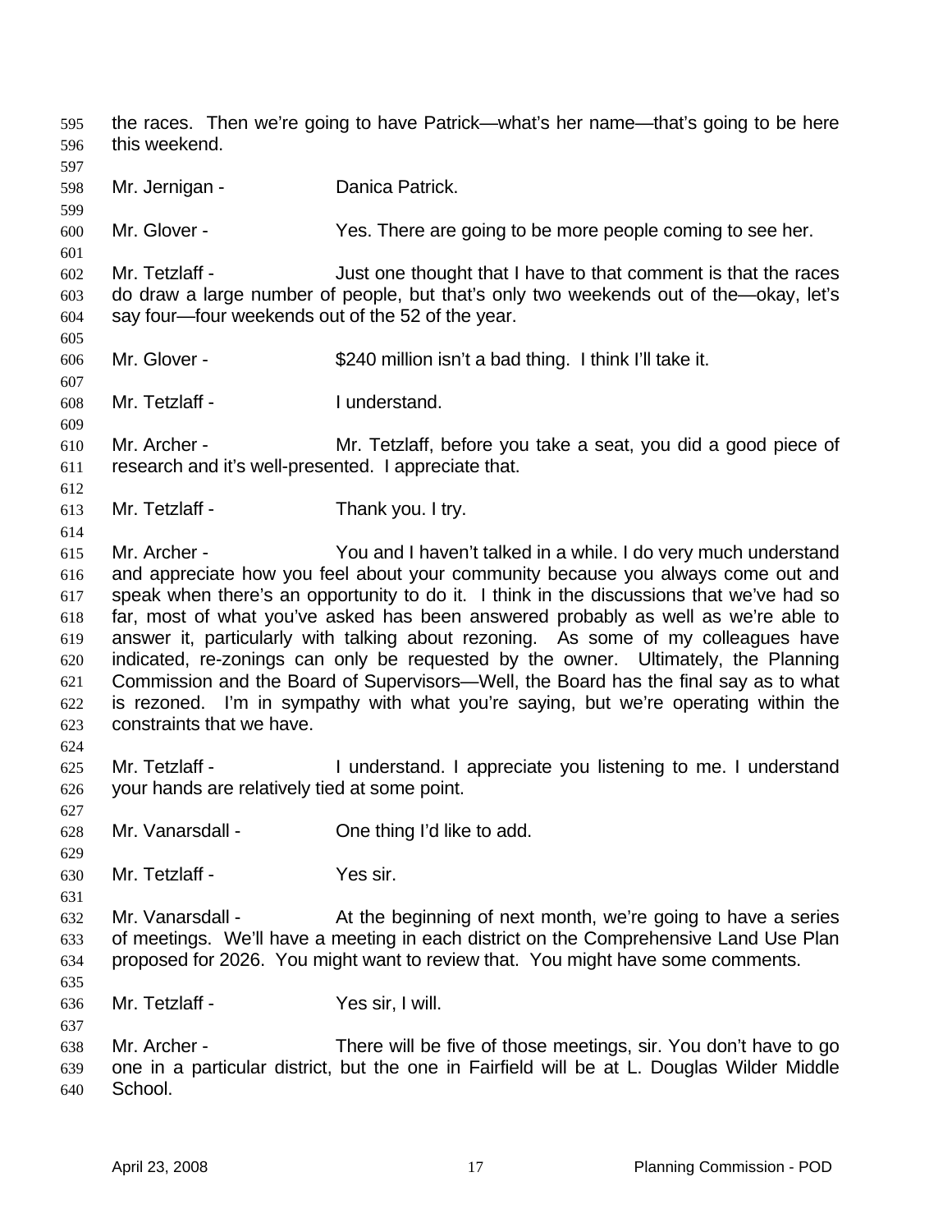the races. Then we're going to have Patrick—what's her name—that's going to be here this weekend.

Mr. Jernigan - Danica Patrick.

Mr. Glover - Yes. There are going to be more people coming to see her.

Mr. Tetzlaff - Just one thought that I have to that comment is that the races do draw a large number of people, but that's only two weekends out of the—okay, let's say four—four weekends out of the 52 of the year.

Mr. Glover - $240 million isn't a bad thing. I think I'll take it.

Mr. Tetzlaff - I understand.

Mr. Archer - Mr. Tetzlaff, before you take a seat, you did a good piece of research and it's well-presented. I appreciate that.

Mr. Tetzlaff - Thank you. I try.

Mr. Archer - You and I haven't talked in a while. I do very much understand and appreciate how you feel about your community because you always come out and speak when there's an opportunity to do it. I think in the discussions that we've had so far, most of what you've asked has been answered probably as well as we're able to answer it, particularly with talking about rezoning. As some of my colleagues have indicated, re-zonings can only be requested by the owner. Ultimately, the Planning Commission and the Board of Supervisors—Well, the Board has the final say as to what is rezoned. I'm in sympathy with what you're saying, but we're operating within the constraints that we have.

Mr. Tetzlaff - I understand. I appreciate you listening to me. I understand your hands are relatively tied at some point.

Mr. Vanarsdall - One thing I'd like to add.

Mr. Tetzlaff - Yes sir.

Mr. Vanarsdall - At the beginning of next month, we're going to have a series of meetings. We'll have a meeting in each district on the Comprehensive Land Use Plan proposed for 2026. You might want to review that. You might have some comments.

Mr. Tetzlaff - Yes sir, I will.

Mr. Archer - There will be five of those meetings, sir. You don't have to go one in a particular district, but the one in Fairfield will be at L. Douglas Wilder Middle School.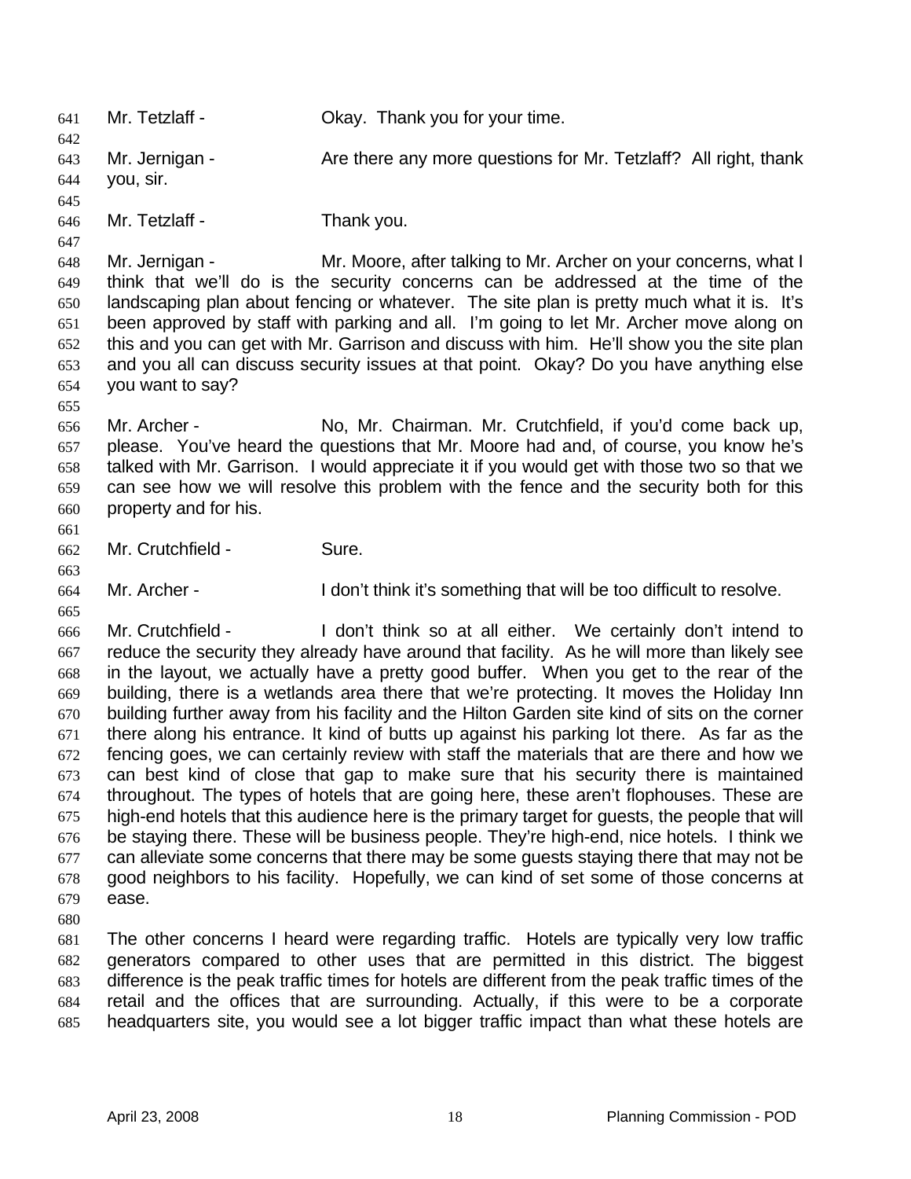Mr. Tetzlaff - Okay. Thank you for your time.

Mr. Jernigan - Are there any more questions for Mr. Tetzlaff? All right, thank you, sir.

Mr. Tetzlaff - Thank you.

Mr. Jernigan - Mr. Moore, after talking to Mr. Archer on your concerns, what I think that we'll do is the security concerns can be addressed at the time of the landscaping plan about fencing or whatever. The site plan is pretty much what it is. It's been approved by staff with parking and all. I'm going to let Mr. Archer move along on this and you can get with Mr. Garrison and discuss with him. He'll show you the site plan and you all can discuss security issues at that point. Okay? Do you have anything else you want to say?

Mr. Archer - No, Mr. Chairman. Mr. Crutchfield, if you'd come back up, please. You've heard the questions that Mr. Moore had and, of course, you know he's talked with Mr. Garrison. I would appreciate it if you would get with those two so that we can see how we will resolve this problem with the fence and the security both for this property and for his.

Mr. Crutchfield - Sure.

Mr. Archer - I don't think it's something that will be too difficult to resolve.

Mr. Crutchfield - I don't think so at all either. We certainly don't intend to reduce the security they already have around that facility. As he will more than likely see in the layout, we actually have a pretty good buffer. When you get to the rear of the building, there is a wetlands area there that we're protecting. It moves the Holiday Inn building further away from his facility and the Hilton Garden site kind of sits on the corner there along his entrance. It kind of butts up against his parking lot there. As far as the fencing goes, we can certainly review with staff the materials that are there and how we can best kind of close that gap to make sure that his security there is maintained throughout. The types of hotels that are going here, these aren't flophouses. These are high-end hotels that this audience here is the primary target for guests, the people that will be staying there. These will be business people. They're high-end, nice hotels. I think we can alleviate some concerns that there may be some guests staying there that may not be good neighbors to his facility. Hopefully, we can kind of set some of those concerns at ease.

The other concerns I heard were regarding traffic. Hotels are typically very low traffic generators compared to other uses that are permitted in this district. The biggest difference is the peak traffic times for hotels are different from the peak traffic times of the retail and the offices that are surrounding. Actually, if this were to be a corporate headquarters site, you would see a lot bigger traffic impact than what these hotels are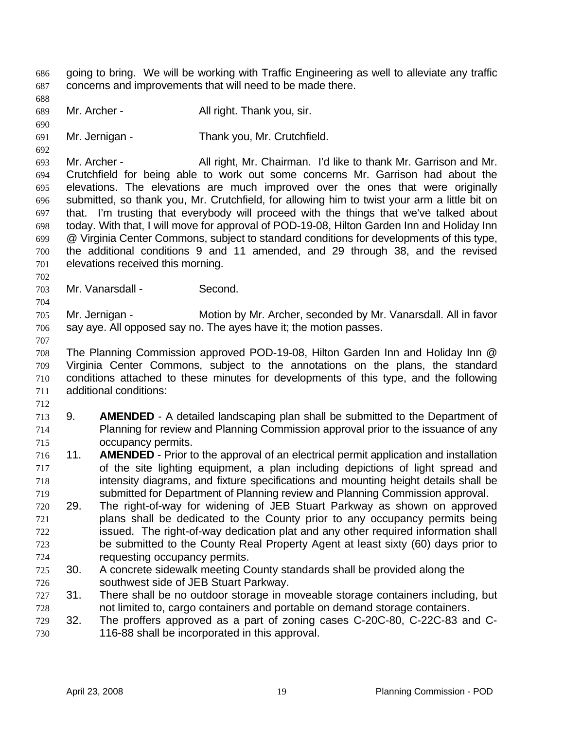going to bring. We will be working with Traffic Engineering as well to alleviate any traffic concerns and improvements that will need to be made there.

Mr. Archer - All right. Thank you, sir.

Mr. Jernigan - Thank you, Mr. Crutchfield.

Mr. Archer - All right, Mr. Chairman. I'd like to thank Mr. Garrison and Mr. Crutchfield for being able to work out some concerns Mr. Garrison had about the elevations. The elevations are much improved over the ones that were originally submitted, so thank you, Mr. Crutchfield, for allowing him to twist your arm a little bit on that. I'm trusting that everybody will proceed with the things that we've talked about today. With that, I will move for approval of POD-19-08, Hilton Garden Inn and Holiday Inn @ Virginia Center Commons, subject to standard conditions for developments of this type, the additional conditions 9 and 11 amended, and 29 through 38, and the revised elevations received this morning.

Mr. Vanarsdall - Second.

Mr. Jernigan - Motion by Mr. Archer, seconded by Mr. Vanarsdall. All in favor say aye. All opposed say no. The ayes have it; the motion passes.

The Planning Commission approved POD-19-08, Hilton Garden Inn and Holiday Inn @ Virginia Center Commons, subject to the annotations on the plans, the standard conditions attached to these minutes for developments of this type, and the following additional conditions:

9. **AMENDED** - A detailed landscaping plan shall be submitted to the Department of Planning for review and Planning Commission approval prior to the issuance of any occupancy permits.
11. **AMENDED** - Prior to the approval of an electrical permit application and installation of the site lighting equipment, a plan including depictions of light spread and intensity diagrams, and fixture specifications and mounting height details shall be submitted for Department of Planning review and Planning Commission approval.
29. The right-of-way for widening of JEB Stuart Parkway as shown on approved plans shall be dedicated to the County prior to any occupancy permits being issued. The right-of-way dedication plat and any other required information shall be submitted to the County Real Property Agent at least sixty (60) days prior to requesting occupancy permits.
30. A concrete sidewalk meeting County standards shall be provided along the southwest side of JEB Stuart Parkway.
31. There shall be no outdoor storage in moveable storage containers including, but not limited to, cargo containers and portable on demand storage containers.
32. The proffers approved as a part of zoning cases C-20C-80, C-22C-83 and C-116-88 shall be incorporated in this approval.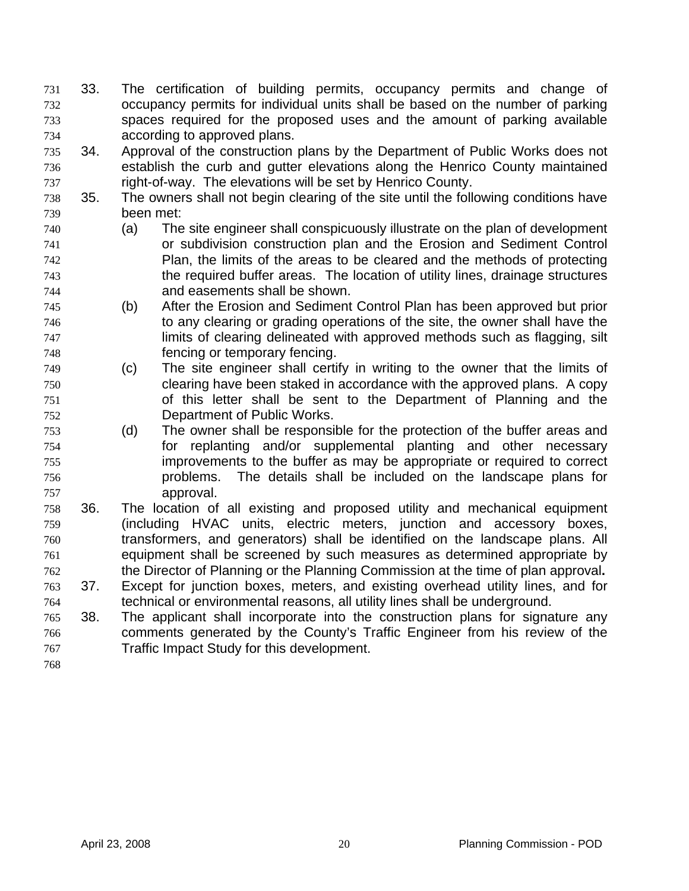33. The certification of building permits, occupancy permits and change of occupancy permits for individual units shall be based on the number of parking spaces required for the proposed uses and the amount of parking available according to approved plans.
34. Approval of the construction plans by the Department of Public Works does not establish the curb and gutter elevations along the Henrico County maintained right-of-way. The elevations will be set by Henrico County.
35. The owners shall not begin clearing of the site until the following conditions have been met:
    - (a) The site engineer shall conspicuously illustrate on the plan of development or subdivision construction plan and the Erosion and Sediment Control Plan, the limits of the areas to be cleared and the methods of protecting the required buffer areas. The location of utility lines, drainage structures and easements shall be shown.
    - (b) After the Erosion and Sediment Control Plan has been approved but prior to any clearing or grading operations of the site, the owner shall have the limits of clearing delineated with approved methods such as flagging, silt fencing or temporary fencing.
    - (c) The site engineer shall certify in writing to the owner that the limits of clearing have been staked in accordance with the approved plans. A copy of this letter shall be sent to the Department of Planning and the Department of Public Works.
    - (d) The owner shall be responsible for the protection of the buffer areas and for replanting and/or supplemental planting and other necessary improvements to the buffer as may be appropriate or required to correct problems. The details shall be included on the landscape plans for approval.
36. The location of all existing and proposed utility and mechanical equipment (including HVAC units, electric meters, junction and accessory boxes, transformers, and generators) shall be identified on the landscape plans. All equipment shall be screened by such measures as determined appropriate by the Director of Planning or the Planning Commission at the time of plan approval**.**
37. Except for junction boxes, meters, and existing overhead utility lines, and for technical or environmental reasons, all utility lines shall be underground.
38. The applicant shall incorporate into the construction plans for signature any comments generated by the County's Traffic Engineer from his review of the Traffic Impact Study for this development.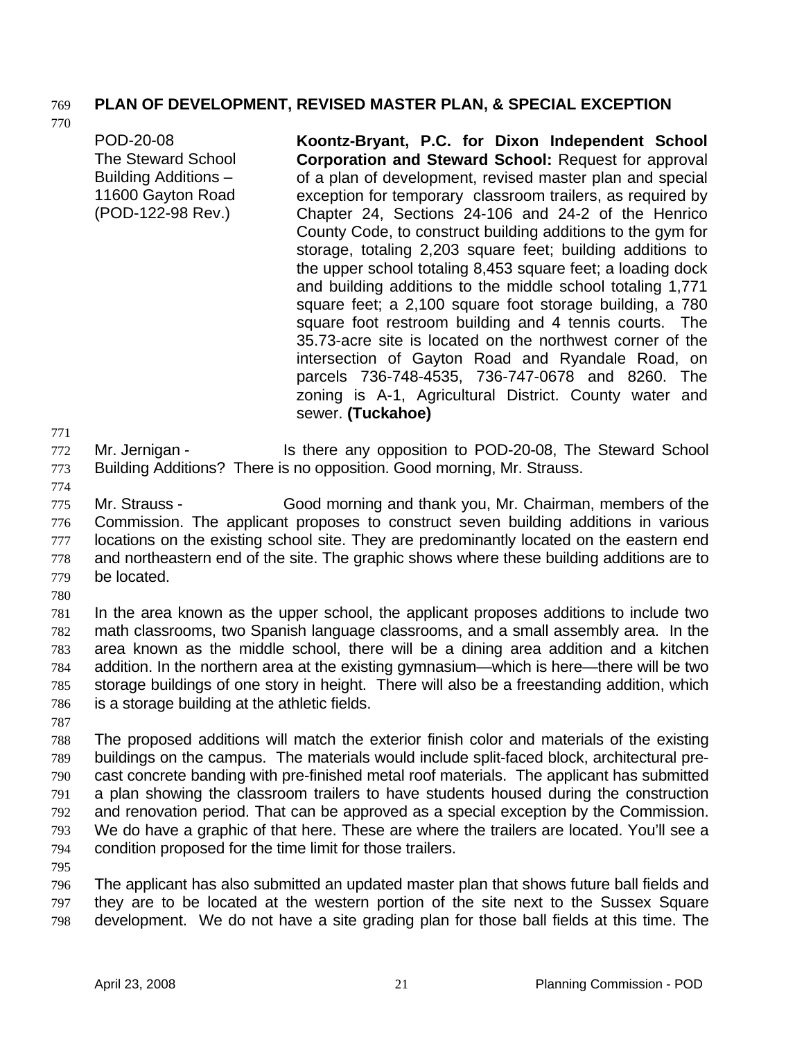**PLAN OF DEVELOPMENT, REVISED MASTER PLAN, & SPECIAL EXCEPTION**

| | |
|---|---|
| POD-20-08<br>The Steward School Building Additions – 11600 Gayton Road<br>(POD-122-98 Rev.) | **Koontz-Bryant, P.C. for Dixon Independent School Corporation and Steward School:** Request for approval of a plan of development, revised master plan and special exception for temporary classroom trailers, as required by Chapter 24, Sections 24-106 and 24-2 of the Henrico County Code, to construct building additions to the gym for storage, totaling 2,203 square feet; building additions to the upper school totaling 8,453 square feet; a loading dock and building additions to the middle school totaling 1,771 square feet; a 2,100 square foot storage building, a 780 square foot restroom building and 4 tennis courts. The 35.73-acre site is located on the northwest corner of the intersection of Gayton Road and Ryandale Road, on parcels 736-748-4535, 736-747-0678 and 8260. The zoning is A-1, Agricultural District. County water and sewer. **(Tuckahoe)** |

Mr. Jernigan - Is there any opposition to POD-20-08, The Steward School Building Additions? There is no opposition. Good morning, Mr. Strauss.

Mr. Strauss - Good morning and thank you, Mr. Chairman, members of the Commission. The applicant proposes to construct seven building additions in various locations on the existing school site. They are predominantly located on the eastern end and northeastern end of the site. The graphic shows where these building additions are to be located.

In the area known as the upper school, the applicant proposes additions to include two math classrooms, two Spanish language classrooms, and a small assembly area. In the area known as the middle school, there will be a dining area addition and a kitchen addition. In the northern area at the existing gymnasium—which is here—there will be two storage buildings of one story in height. There will also be a freestanding addition, which is a storage building at the athletic fields.

The proposed additions will match the exterior finish color and materials of the existing buildings on the campus. The materials would include split-faced block, architectural pre-cast concrete banding with pre-finished metal roof materials. The applicant has submitted a plan showing the classroom trailers to have students housed during the construction and renovation period. That can be approved as a special exception by the Commission. We do have a graphic of that here. These are where the trailers are located. You'll see a condition proposed for the time limit for those trailers.

The applicant has also submitted an updated master plan that shows future ball fields and they are to be located at the western portion of the site next to the Sussex Square development. We do not have a site grading plan for those ball fields at this time. The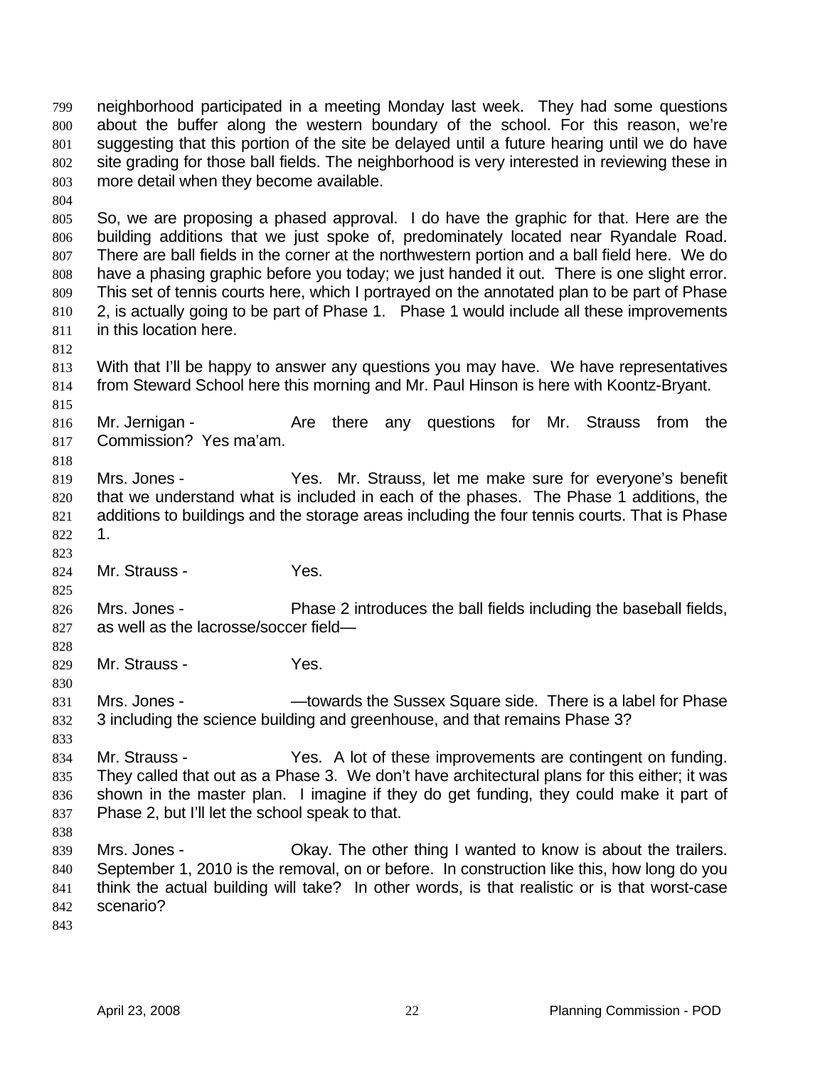neighborhood participated in a meeting Monday last week. They had some questions about the buffer along the western boundary of the school. For this reason, we're suggesting that this portion of the site be delayed until a future hearing until we do have site grading for those ball fields. The neighborhood is very interested in reviewing these in more detail when they become available.

So, we are proposing a phased approval. I do have the graphic for that. Here are the building additions that we just spoke of, predominately located near Ryandale Road. There are ball fields in the corner at the northwestern portion and a ball field here. We do have a phasing graphic before you today; we just handed it out. There is one slight error. This set of tennis courts here, which I portrayed on the annotated plan to be part of Phase 2, is actually going to be part of Phase 1. Phase 1 would include all these improvements in this location here.

With that I'll be happy to answer any questions you may have. We have representatives from Steward School here this morning and Mr. Paul Hinson is here with Koontz-Bryant.

Mr. Jernigan - Are there any questions for Mr. Strauss from the Commission? Yes ma'am.

Mrs. Jones - Yes. Mr. Strauss, let me make sure for everyone's benefit that we understand what is included in each of the phases. The Phase 1 additions, the additions to buildings and the storage areas including the four tennis courts. That is Phase 1.

Mr. Strauss - Yes.

Mrs. Jones - Phase 2 introduces the ball fields including the baseball fields, as well as the lacrosse/soccer field—

Mr. Strauss - Yes.

Mrs. Jones - —towards the Sussex Square side. There is a label for Phase 3 including the science building and greenhouse, and that remains Phase 3?

Mr. Strauss - Yes. A lot of these improvements are contingent on funding. They called that out as a Phase 3. We don't have architectural plans for this either; it was shown in the master plan. I imagine if they do get funding, they could make it part of Phase 2, but I'll let the school speak to that.

Mrs. Jones - Okay. The other thing I wanted to know is about the trailers. September 1, 2010 is the removal, on or before. In construction like this, how long do you think the actual building will take? In other words, is that realistic or is that worst-case scenario?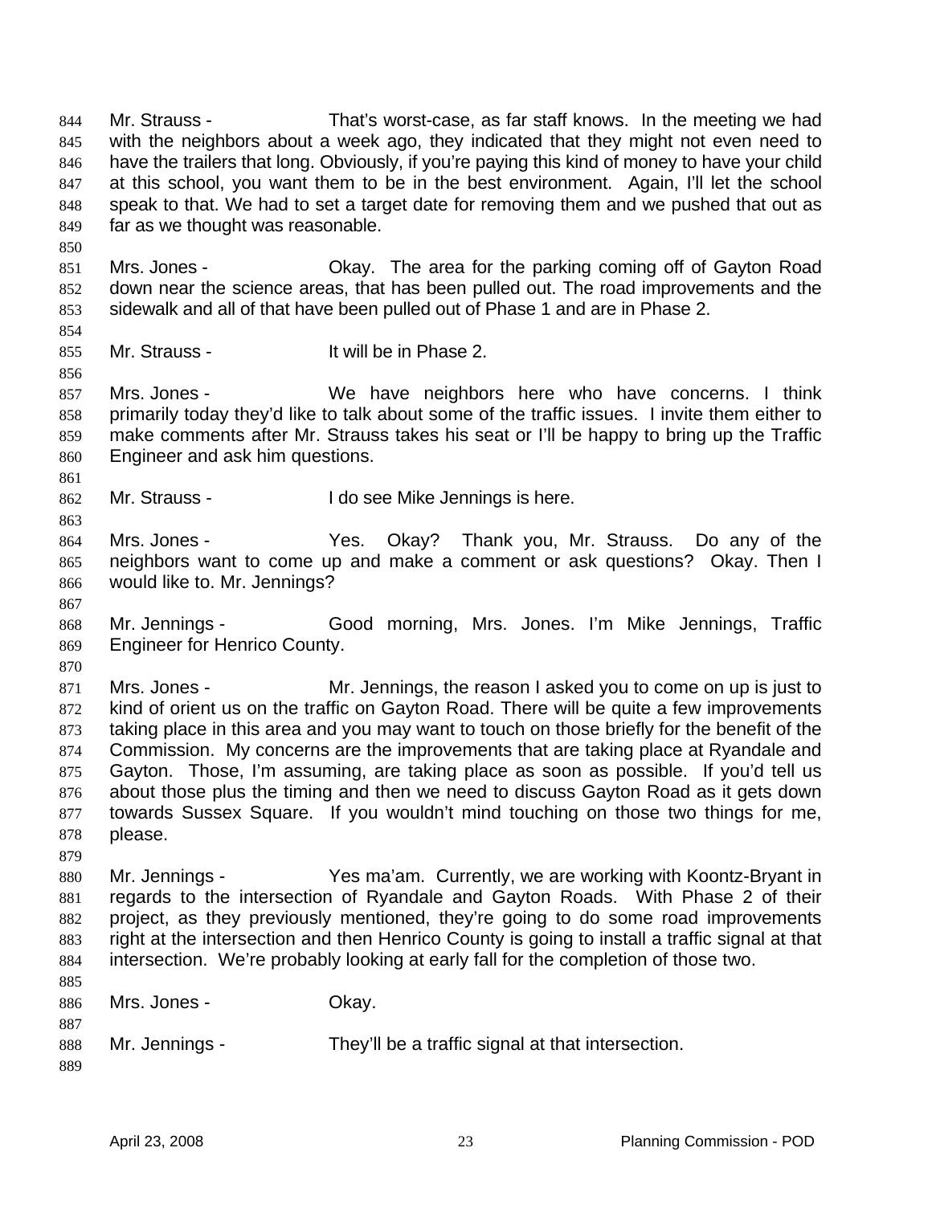Mr. Strauss - That's worst-case, as far staff knows. In the meeting we had with the neighbors about a week ago, they indicated that they might not even need to have the trailers that long. Obviously, if you're paying this kind of money to have your child at this school, you want them to be in the best environment. Again, I'll let the school speak to that. We had to set a target date for removing them and we pushed that out as far as we thought was reasonable.

Mrs. Jones - Okay. The area for the parking coming off of Gayton Road down near the science areas, that has been pulled out. The road improvements and the sidewalk and all of that have been pulled out of Phase 1 and are in Phase 2.

Mr. Strauss - It will be in Phase 2.

Mrs. Jones - We have neighbors here who have concerns. I think primarily today they'd like to talk about some of the traffic issues. I invite them either to make comments after Mr. Strauss takes his seat or I'll be happy to bring up the Traffic Engineer and ask him questions.

Mr. Strauss - I do see Mike Jennings is here.

Mrs. Jones - Yes. Okay? Thank you, Mr. Strauss. Do any of the neighbors want to come up and make a comment or ask questions? Okay. Then I would like to. Mr. Jennings?

Mr. Jennings - Good morning, Mrs. Jones. I'm Mike Jennings, Traffic Engineer for Henrico County.

Mrs. Jones - Mr. Jennings, the reason I asked you to come on up is just to kind of orient us on the traffic on Gayton Road. There will be quite a few improvements taking place in this area and you may want to touch on those briefly for the benefit of the Commission. My concerns are the improvements that are taking place at Ryandale and Gayton. Those, I'm assuming, are taking place as soon as possible. If you'd tell us about those plus the timing and then we need to discuss Gayton Road as it gets down towards Sussex Square. If you wouldn't mind touching on those two things for me, please.

Mr. Jennings - Yes ma'am. Currently, we are working with Koontz-Bryant in regards to the intersection of Ryandale and Gayton Roads. With Phase 2 of their project, as they previously mentioned, they're going to do some road improvements right at the intersection and then Henrico County is going to install a traffic signal at that intersection. We're probably looking at early fall for the completion of those two.

Mrs. Jones - Okay.

Mr. Jennings - They'll be a traffic signal at that intersection.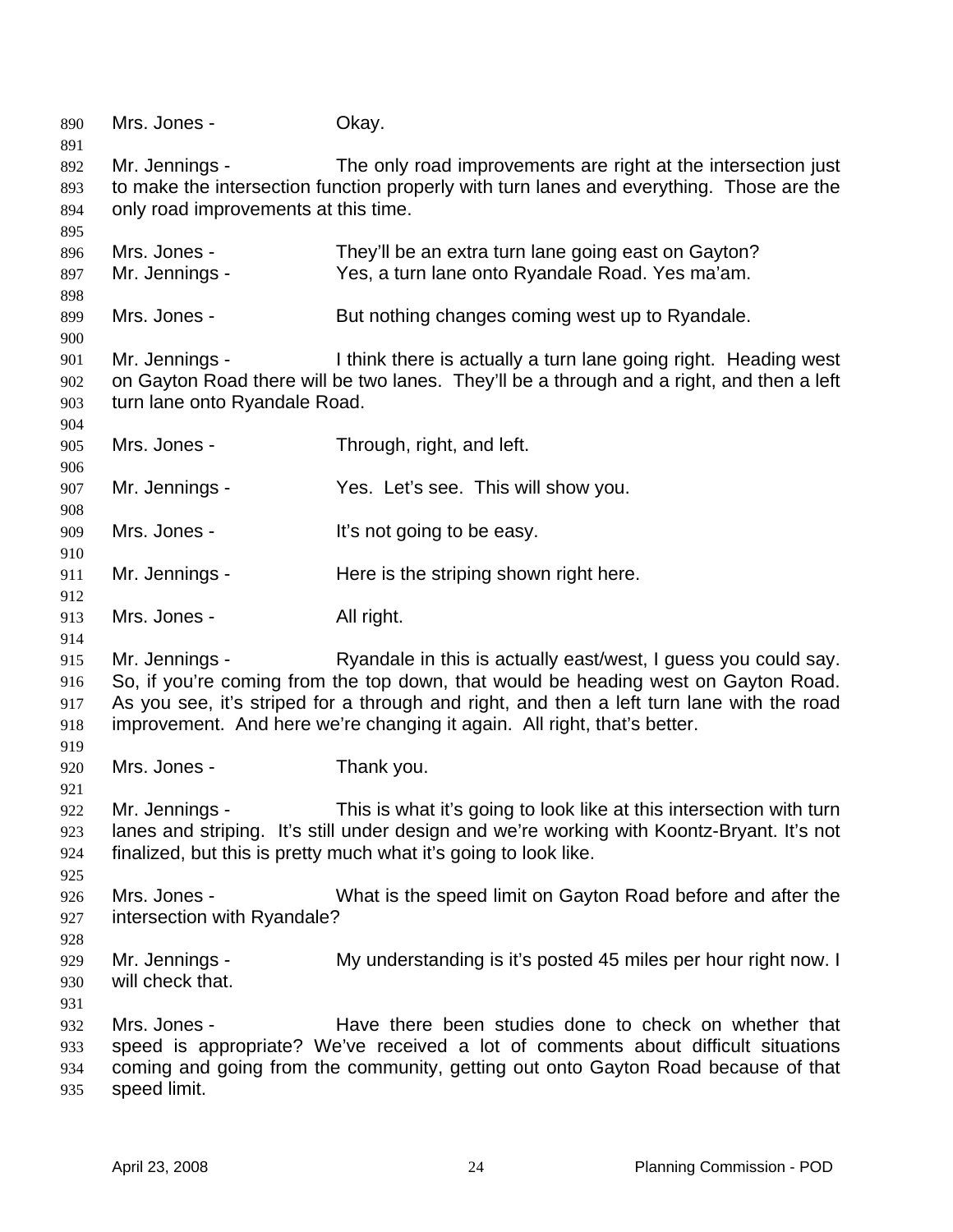Mrs. Jones - Okay.

Mr. Jennings - The only road improvements are right at the intersection just to make the intersection function properly with turn lanes and everything. Those are the only road improvements at this time.

Mrs. Jones - They'll be an extra turn lane going east on Gayton?

Mr. Jennings - Yes, a turn lane onto Ryandale Road. Yes ma'am.

Mrs. Jones - But nothing changes coming west up to Ryandale.

Mr. Jennings - I think there is actually a turn lane going right. Heading west on Gayton Road there will be two lanes. They'll be a through and a right, and then a left turn lane onto Ryandale Road.

Mrs. Jones - Through, right, and left.

Mr. Jennings - Yes. Let's see. This will show you.

Mrs. Jones - It's not going to be easy.

Mr. Jennings - Here is the striping shown right here.

Mrs. Jones - All right.

Mr. Jennings - Ryandale in this is actually east/west, I guess you could say. So, if you're coming from the top down, that would be heading west on Gayton Road. As you see, it's striped for a through and right, and then a left turn lane with the road improvement. And here we're changing it again. All right, that's better.

Mrs. Jones - Thank you.

Mr. Jennings - This is what it's going to look like at this intersection with turn lanes and striping. It's still under design and we're working with Koontz-Bryant. It's not finalized, but this is pretty much what it's going to look like.

Mrs. Jones - What is the speed limit on Gayton Road before and after the intersection with Ryandale?

Mr. Jennings - My understanding is it's posted 45 miles per hour right now. I will check that.

Mrs. Jones - Have there been studies done to check on whether that speed is appropriate? We've received a lot of comments about difficult situations coming and going from the community, getting out onto Gayton Road because of that speed limit.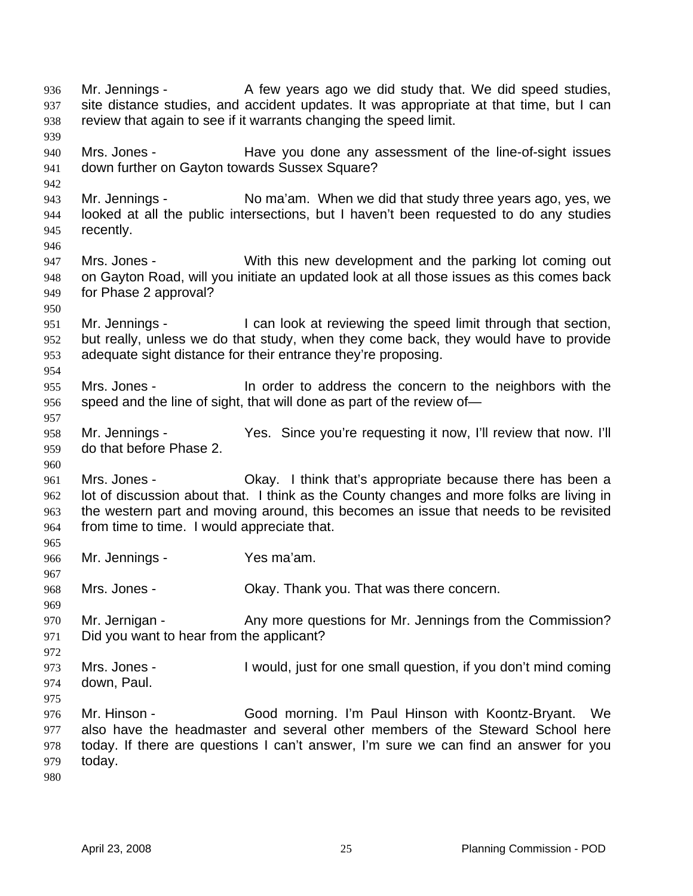Mr. Jennings - A few years ago we did study that. We did speed studies, site distance studies, and accident updates. It was appropriate at that time, but I can review that again to see if it warrants changing the speed limit.

Mrs. Jones - Have you done any assessment of the line-of-sight issues down further on Gayton towards Sussex Square?

Mr. Jennings - No ma'am. When we did that study three years ago, yes, we looked at all the public intersections, but I haven't been requested to do any studies recently.

Mrs. Jones - With this new development and the parking lot coming out on Gayton Road, will you initiate an updated look at all those issues as this comes back for Phase 2 approval?

Mr. Jennings - I can look at reviewing the speed limit through that section, but really, unless we do that study, when they come back, they would have to provide adequate sight distance for their entrance they're proposing.

Mrs. Jones - In order to address the concern to the neighbors with the speed and the line of sight, that will done as part of the review of—

Mr. Jennings - Yes. Since you're requesting it now, I'll review that now. I'll do that before Phase 2.

Mrs. Jones - Okay. I think that's appropriate because there has been a lot of discussion about that. I think as the County changes and more folks are living in the western part and moving around, this becomes an issue that needs to be revisited from time to time. I would appreciate that.

Mr. Jennings - Yes ma'am.

Mrs. Jones - Okay. Thank you. That was there concern.

Mr. Jernigan - Any more questions for Mr. Jennings from the Commission? Did you want to hear from the applicant?

Mrs. Jones - I would, just for one small question, if you don't mind coming down, Paul.

Mr. Hinson - Good morning. I'm Paul Hinson with Koontz-Bryant. We also have the headmaster and several other members of the Steward School here today. If there are questions I can't answer, I'm sure we can find an answer for you today.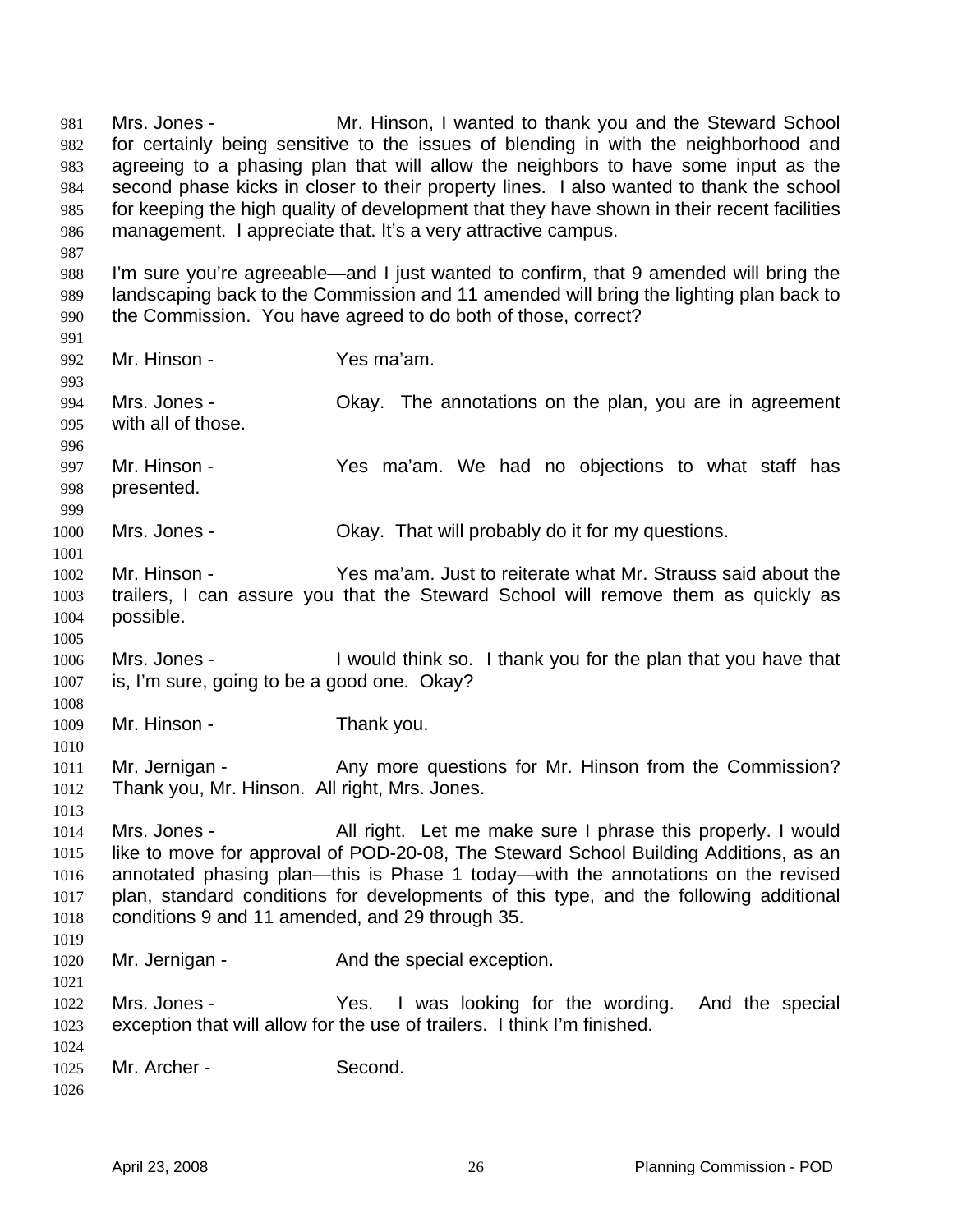Mrs. Jones - Mr. Hinson, I wanted to thank you and the Steward School for certainly being sensitive to the issues of blending in with the neighborhood and agreeing to a phasing plan that will allow the neighbors to have some input as the second phase kicks in closer to their property lines. I also wanted to thank the school for keeping the high quality of development that they have shown in their recent facilities management. I appreciate that. It's a very attractive campus.

I'm sure you're agreeable—and I just wanted to confirm, that 9 amended will bring the landscaping back to the Commission and 11 amended will bring the lighting plan back to the Commission. You have agreed to do both of those, correct?

Mr. Hinson - Yes ma'am.

Mrs. Jones - Okay. The annotations on the plan, you are in agreement with all of those.

Mr. Hinson - Yes ma'am. We had no objections to what staff has presented.

Mrs. Jones - Okay. That will probably do it for my questions.

Mr. Hinson - Yes ma'am. Just to reiterate what Mr. Strauss said about the trailers, I can assure you that the Steward School will remove them as quickly as possible.

Mrs. Jones - I would think so. I thank you for the plan that you have that is, I'm sure, going to be a good one. Okay?

Mr. Hinson - Thank you.

Mr. Jernigan - Any more questions for Mr. Hinson from the Commission? Thank you, Mr. Hinson. All right, Mrs. Jones.

Mrs. Jones - All right. Let me make sure I phrase this properly. I would like to move for approval of POD-20-08, The Steward School Building Additions, as an annotated phasing plan—this is Phase 1 today—with the annotations on the revised plan, standard conditions for developments of this type, and the following additional conditions 9 and 11 amended, and 29 through 35.

Mr. Jernigan - And the special exception.

Mrs. Jones - Yes. I was looking for the wording. And the special exception that will allow for the use of trailers. I think I'm finished.

Mr. Archer - Second.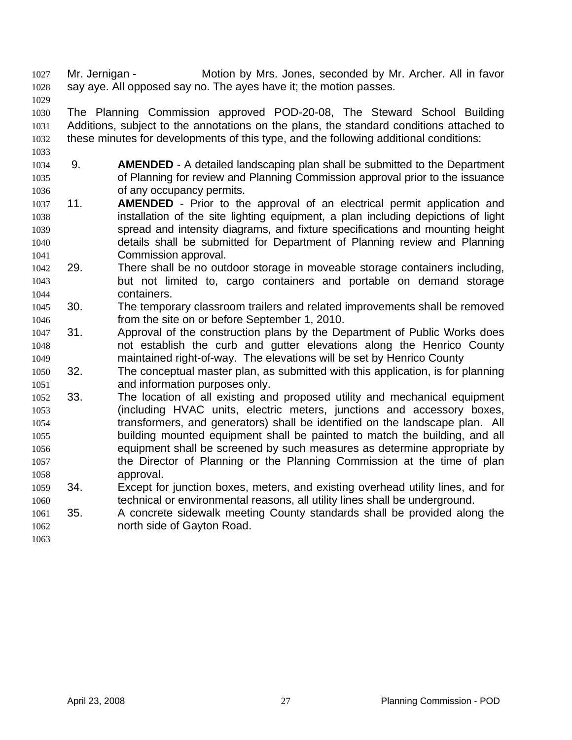Mr. Jernigan - Motion by Mrs. Jones, seconded by Mr. Archer. All in favor say aye. All opposed say no. The ayes have it; the motion passes.

The Planning Commission approved POD-20-08, The Steward School Building Additions, subject to the annotations on the plans, the standard conditions attached to these minutes for developments of this type, and the following additional conditions:

9. **AMENDED** - A detailed landscaping plan shall be submitted to the Department of Planning for review and Planning Commission approval prior to the issuance of any occupancy permits.
11. **AMENDED** - Prior to the approval of an electrical permit application and installation of the site lighting equipment, a plan including depictions of light spread and intensity diagrams, and fixture specifications and mounting height details shall be submitted for Department of Planning review and Planning Commission approval.
29. There shall be no outdoor storage in moveable storage containers including, but not limited to, cargo containers and portable on demand storage containers.
30. The temporary classroom trailers and related improvements shall be removed from the site on or before September 1, 2010.
31. Approval of the construction plans by the Department of Public Works does not establish the curb and gutter elevations along the Henrico County maintained right-of-way. The elevations will be set by Henrico County
32. The conceptual master plan, as submitted with this application, is for planning and information purposes only.
33. The location of all existing and proposed utility and mechanical equipment (including HVAC units, electric meters, junctions and accessory boxes, transformers, and generators) shall be identified on the landscape plan. All building mounted equipment shall be painted to match the building, and all equipment shall be screened by such measures as determine appropriate by the Director of Planning or the Planning Commission at the time of plan approval.
34. Except for junction boxes, meters, and existing overhead utility lines, and for technical or environmental reasons, all utility lines shall be underground.
35. A concrete sidewalk meeting County standards shall be provided along the north side of Gayton Road.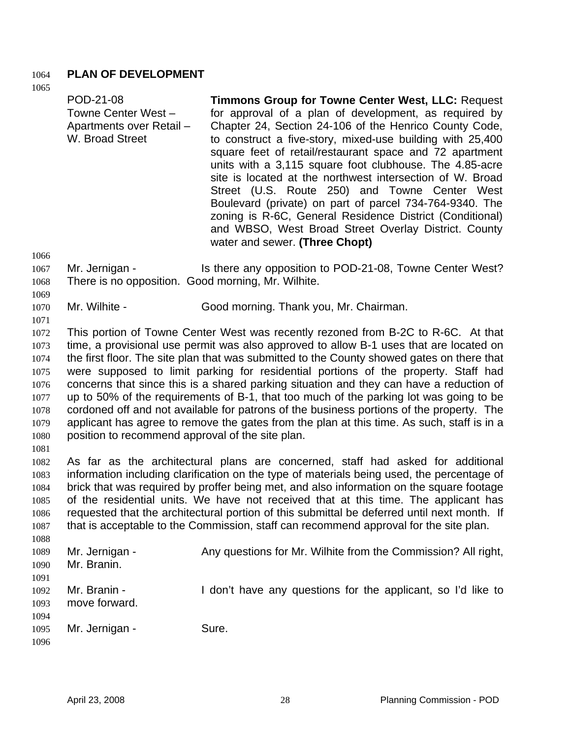## PLAN OF DEVELOPMENT

| | |
|---|---|
| POD-21-08<br>Towne Center West – Apartments over Retail – W. Broad Street | **Timmons Group for Towne Center West, LLC:** Request for approval of a plan of development, as required by Chapter 24, Section 24-106 of the Henrico County Code, to construct a five-story, mixed-use building with 25,400 square feet of retail/restaurant space and 72 apartment units with a 3,115 square foot clubhouse. The 4.85-acre site is located at the northwest intersection of W. Broad Street (U.S. Route 250) and Towne Center West Boulevard (private) on part of parcel 734-764-9340. The zoning is R-6C, General Residence District (Conditional) and WBSO, West Broad Street Overlay District. County water and sewer. **(Three Chopt)** |

Mr. Jernigan - Is there any opposition to POD-21-08, Towne Center West? There is no opposition. Good morning, Mr. Wilhite.

Mr. Wilhite - Good morning. Thank you, Mr. Chairman.

This portion of Towne Center West was recently rezoned from B-2C to R-6C. At that time, a provisional use permit was also approved to allow B-1 uses that are located on the first floor. The site plan that was submitted to the County showed gates on there that were supposed to limit parking for residential portions of the property. Staff had concerns that since this is a shared parking situation and they can have a reduction of up to 50% of the requirements of B-1, that too much of the parking lot was going to be cordoned off and not available for patrons of the business portions of the property. The applicant has agree to remove the gates from the plan at this time. As such, staff is in a position to recommend approval of the site plan.

As far as the architectural plans are concerned, staff had asked for additional information including clarification on the type of materials being used, the percentage of brick that was required by proffer being met, and also information on the square footage of the residential units. We have not received that at this time. The applicant has requested that the architectural portion of this submittal be deferred until next month. If that is acceptable to the Commission, staff can recommend approval for the site plan.

Mr. Jernigan - Any questions for Mr. Wilhite from the Commission? All right, Mr. Branin.

Mr. Branin - I don't have any questions for the applicant, so I'd like to move forward.

Mr. Jernigan - Sure.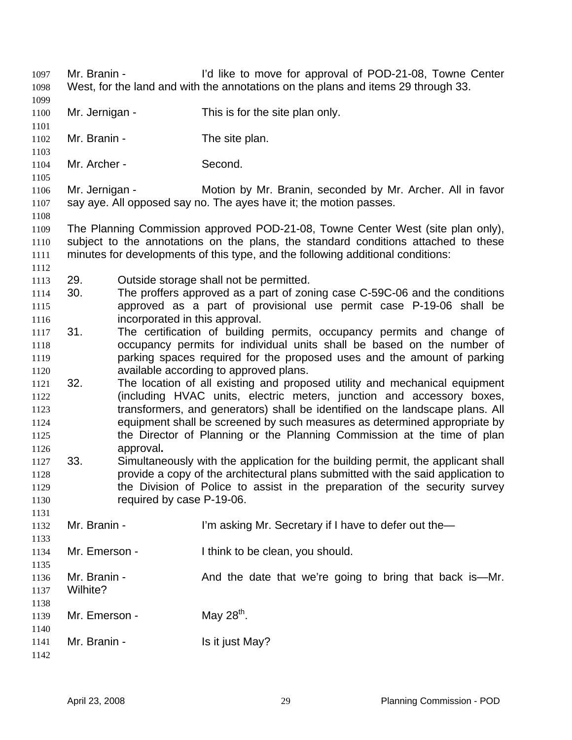Mr. Branin - I'd like to move for approval of POD-21-08, Towne Center West, for the land and with the annotations on the plans and items 29 through 33.

Mr. Jernigan - This is for the site plan only.

Mr. Branin - The site plan.

Mr. Archer - Second.

Mr. Jernigan - Motion by Mr. Branin, seconded by Mr. Archer. All in favor say aye. All opposed say no. The ayes have it; the motion passes.

The Planning Commission approved POD-21-08, Towne Center West (site plan only), subject to the annotations on the plans, the standard conditions attached to these minutes for developments of this type, and the following additional conditions:

29. Outside storage shall not be permitted.
30. The proffers approved as a part of zoning case C-59C-06 and the conditions approved as a part of provisional use permit case P-19-06 shall be incorporated in this approval.
31. The certification of building permits, occupancy permits and change of occupancy permits for individual units shall be based on the number of parking spaces required for the proposed uses and the amount of parking available according to approved plans.
32. The location of all existing and proposed utility and mechanical equipment (including HVAC units, electric meters, junction and accessory boxes, transformers, and generators) shall be identified on the landscape plans. All equipment shall be screened by such measures as determined appropriate by the Director of Planning or the Planning Commission at the time of plan approval**.**
33. Simultaneously with the application for the building permit, the applicant shall provide a copy of the architectural plans submitted with the said application to the Division of Police to assist in the preparation of the security survey required by case P-19-06.

Mr. Branin - I'm asking Mr. Secretary if I have to defer out the—

Mr. Emerson - I think to be clean, you should.

Mr. Branin - And the date that we're going to bring that back is—Mr. Wilhite?

Mr. Emerson - May 28th.

Mr. Branin - Is it just May?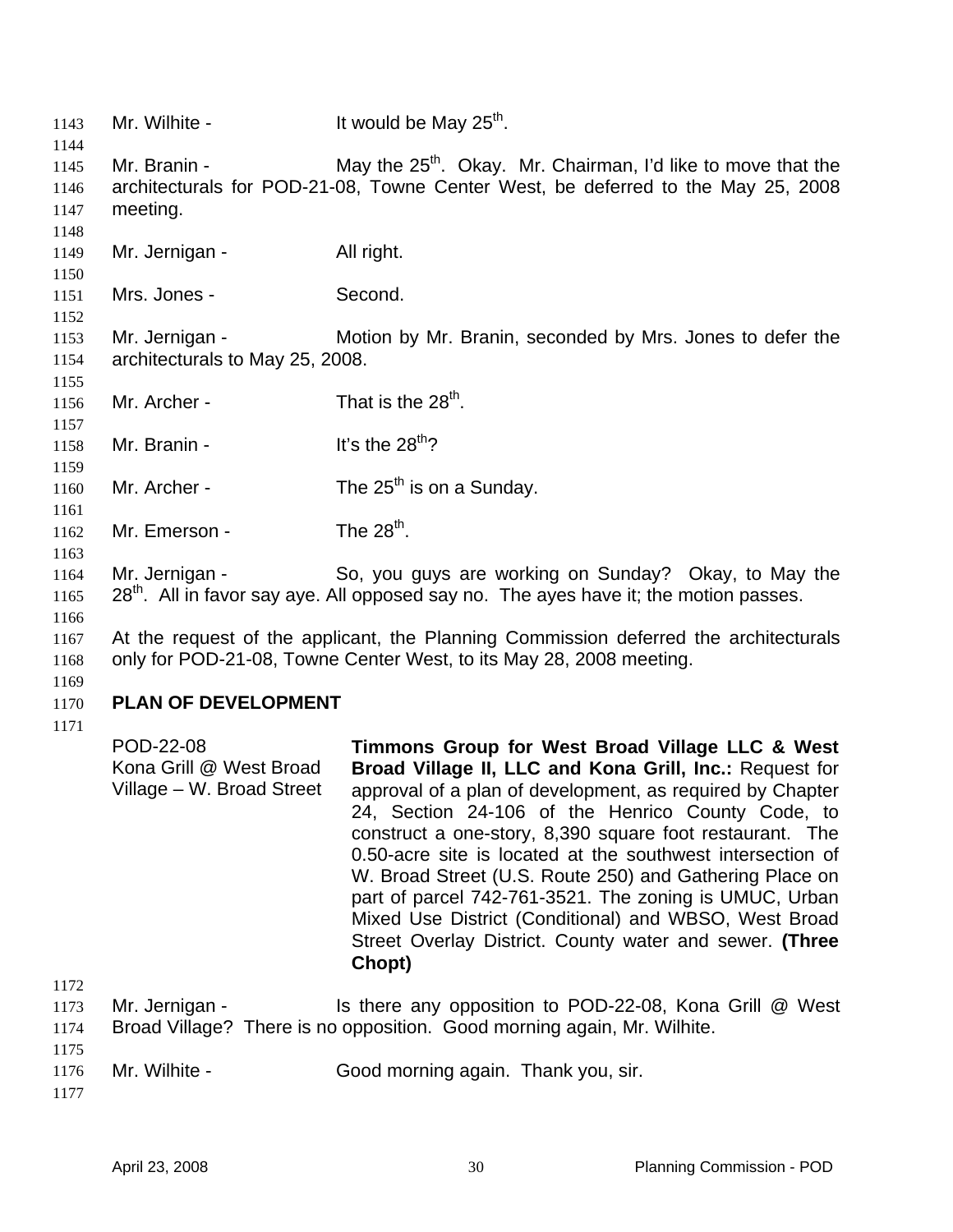Mr. Wilhite - It would be May 25th.

Mr. Branin - May the 25th. Okay. Mr. Chairman, I'd like to move that the architecturals for POD-21-08, Towne Center West, be deferred to the May 25, 2008 meeting.

Mr. Jernigan - All right.

Mrs. Jones - Second.

Mr. Jernigan - Motion by Mr. Branin, seconded by Mrs. Jones to defer the architecturals to May 25, 2008.

Mr. Archer - That is the 28th.

Mr. Branin - It's the 28th?

Mr. Archer - The 25th is on a Sunday.

Mr. Emerson - The 28th.

Mr. Jernigan - So, you guys are working on Sunday? Okay, to May the 28th. All in favor say aye. All opposed say no. The ayes have it; the motion passes.

At the request of the applicant, the Planning Commission deferred the architecturals only for POD-21-08, Towne Center West, to its May 28, 2008 meeting.

## PLAN OF DEVELOPMENT

POD-22-08
Kona Grill @ West Broad Village – W. Broad Street

**Timmons Group for West Broad Village LLC & West Broad Village II, LLC and Kona Grill, Inc.:** Request for approval of a plan of development, as required by Chapter 24, Section 24-106 of the Henrico County Code, to construct a one-story, 8,390 square foot restaurant. The 0.50-acre site is located at the southwest intersection of W. Broad Street (U.S. Route 250) and Gathering Place on part of parcel 742-761-3521. The zoning is UMUC, Urban Mixed Use District (Conditional) and WBSO, West Broad Street Overlay District. County water and sewer. **(Three Chopt)**

Mr. Jernigan - Is there any opposition to POD-22-08, Kona Grill @ West Broad Village? There is no opposition. Good morning again, Mr. Wilhite.

Mr. Wilhite - Good morning again. Thank you, sir.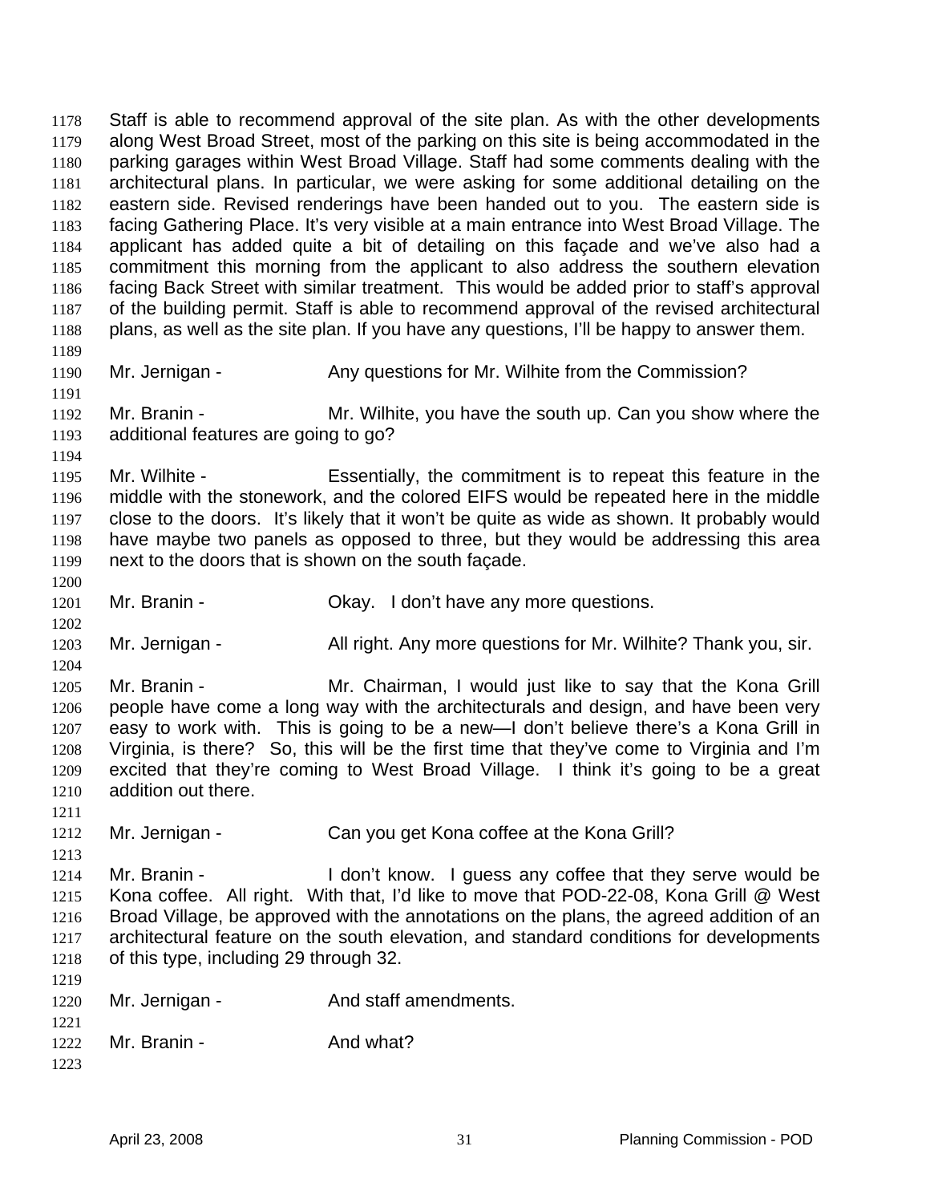Staff is able to recommend approval of the site plan. As with the other developments along West Broad Street, most of the parking on this site is being accommodated in the parking garages within West Broad Village. Staff had some comments dealing with the architectural plans. In particular, we were asking for some additional detailing on the eastern side. Revised renderings have been handed out to you. The eastern side is facing Gathering Place. It's very visible at a main entrance into West Broad Village. The applicant has added quite a bit of detailing on this façade and we've also had a commitment this morning from the applicant to also address the southern elevation facing Back Street with similar treatment. This would be added prior to staff's approval of the building permit. Staff is able to recommend approval of the revised architectural plans, as well as the site plan. If you have any questions, I'll be happy to answer them.

Mr. Jernigan - Any questions for Mr. Wilhite from the Commission?

Mr. Branin - Mr. Wilhite, you have the south up. Can you show where the additional features are going to go?

Mr. Wilhite - Essentially, the commitment is to repeat this feature in the middle with the stonework, and the colored EIFS would be repeated here in the middle close to the doors. It's likely that it won't be quite as wide as shown. It probably would have maybe two panels as opposed to three, but they would be addressing this area next to the doors that is shown on the south façade.

Mr. Branin - Okay. I don't have any more questions.

Mr. Jernigan - All right. Any more questions for Mr. Wilhite? Thank you, sir.

Mr. Branin - Mr. Chairman, I would just like to say that the Kona Grill people have come a long way with the architecturals and design, and have been very easy to work with. This is going to be a new—I don't believe there's a Kona Grill in Virginia, is there? So, this will be the first time that they've come to Virginia and I'm excited that they're coming to West Broad Village. I think it's going to be a great addition out there.

Mr. Jernigan - Can you get Kona coffee at the Kona Grill?

Mr. Branin - I don't know. I guess any coffee that they serve would be Kona coffee. All right. With that, I'd like to move that POD-22-08, Kona Grill @ West Broad Village, be approved with the annotations on the plans, the agreed addition of an architectural feature on the south elevation, and standard conditions for developments of this type, including 29 through 32.

Mr. Jernigan - And staff amendments.

Mr. Branin - And what?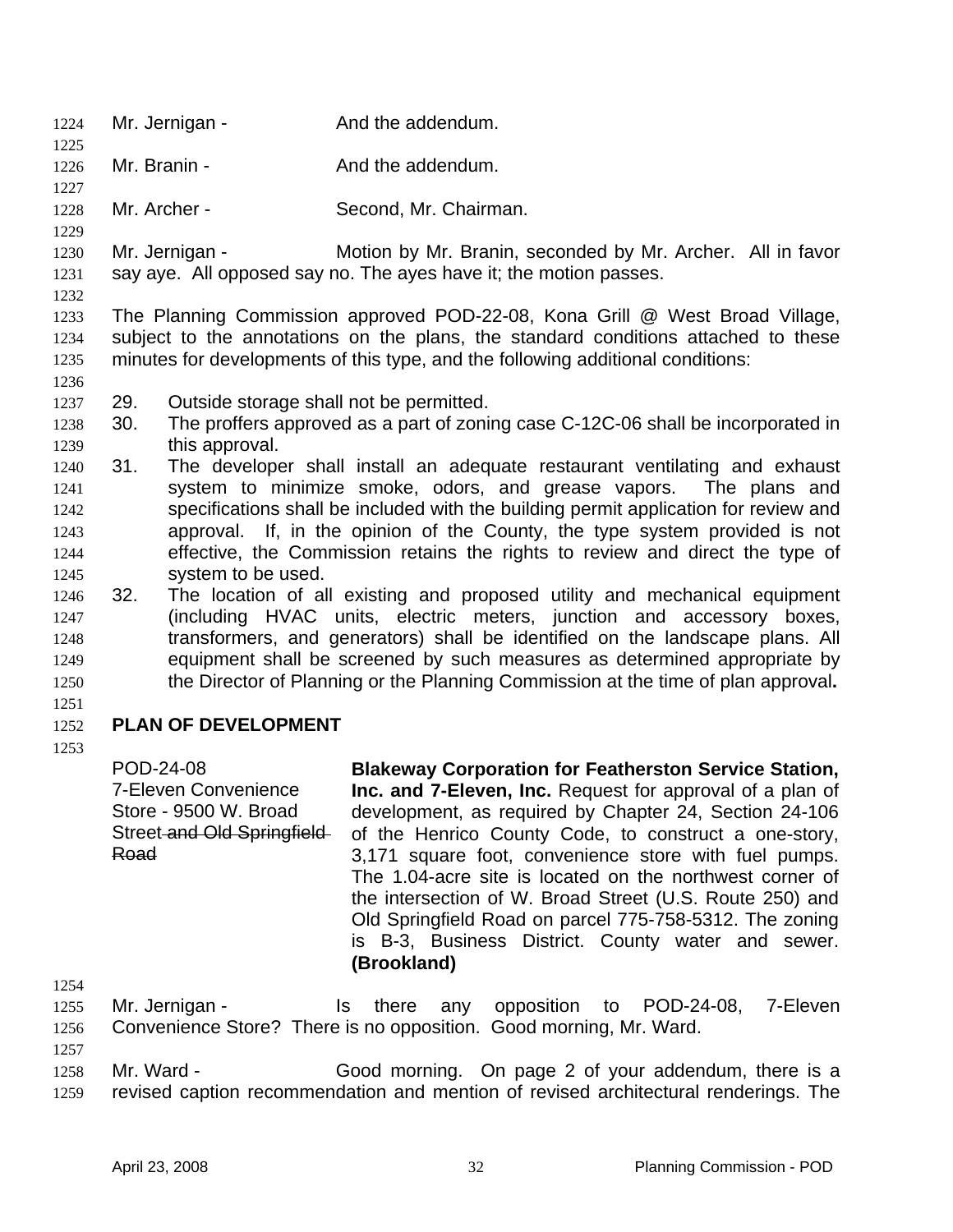Mr. Jernigan - And the addendum.

Mr. Branin - And the addendum.

Mr. Archer - Second, Mr. Chairman.

Mr. Jernigan - Motion by Mr. Branin, seconded by Mr. Archer. All in favor say aye. All opposed say no. The ayes have it; the motion passes.

The Planning Commission approved POD-22-08, Kona Grill @ West Broad Village, subject to the annotations on the plans, the standard conditions attached to these minutes for developments of this type, and the following additional conditions:

29. Outside storage shall not be permitted.
30. The proffers approved as a part of zoning case C-12C-06 shall be incorporated in this approval.
31. The developer shall install an adequate restaurant ventilating and exhaust system to minimize smoke, odors, and grease vapors. The plans and specifications shall be included with the building permit application for review and approval. If, in the opinion of the County, the type system provided is not effective, the Commission retains the rights to review and direct the type of system to be used.
32. The location of all existing and proposed utility and mechanical equipment (including HVAC units, electric meters, junction and accessory boxes, transformers, and generators) shall be identified on the landscape plans. All equipment shall be screened by such measures as determined appropriate by the Director of Planning or the Planning Commission at the time of plan approval**.**

## PLAN OF DEVELOPMENT

POD-24-08
7-Eleven Convenience Store - 9500 W. Broad Street ~~and Old Springfield Road~~

**Blakeway Corporation for Featherston Service Station, Inc. and 7-Eleven, Inc.** Request for approval of a plan of development, as required by Chapter 24, Section 24-106 of the Henrico County Code, to construct a one-story, 3,171 square foot, convenience store with fuel pumps. The 1.04-acre site is located on the northwest corner of the intersection of W. Broad Street (U.S. Route 250) and Old Springfield Road on parcel 775-758-5312. The zoning is B-3, Business District. County water and sewer. **(Brookland)**

Mr. Jernigan - Is there any opposition to POD-24-08, 7-Eleven Convenience Store? There is no opposition. Good morning, Mr. Ward.

Mr. Ward - Good morning. On page 2 of your addendum, there is a revised caption recommendation and mention of revised architectural renderings. The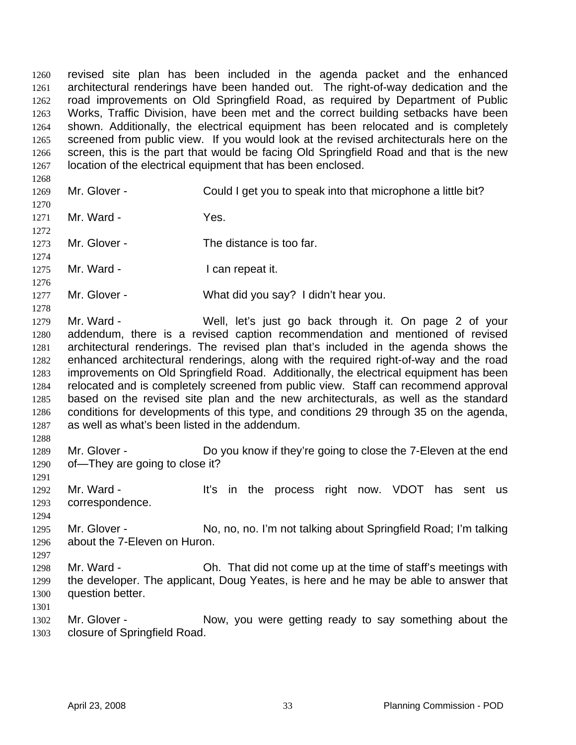revised site plan has been included in the agenda packet and the enhanced architectural renderings have been handed out. The right-of-way dedication and the road improvements on Old Springfield Road, as required by Department of Public Works, Traffic Division, have been met and the correct building setbacks have been shown. Additionally, the electrical equipment has been relocated and is completely screened from public view. If you would look at the revised architecturals here on the screen, this is the part that would be facing Old Springfield Road and that is the new location of the electrical equipment that has been enclosed.

Mr. Glover - Could I get you to speak into that microphone a little bit?

Mr. Ward - Yes.

Mr. Glover - The distance is too far.

Mr. Ward - I can repeat it.

Mr. Glover - What did you say? I didn't hear you.

Mr. Ward - Well, let's just go back through it. On page 2 of your addendum, there is a revised caption recommendation and mentioned of revised architectural renderings. The revised plan that's included in the agenda shows the enhanced architectural renderings, along with the required right-of-way and the road improvements on Old Springfield Road. Additionally, the electrical equipment has been relocated and is completely screened from public view. Staff can recommend approval based on the revised site plan and the new architecturals, as well as the standard conditions for developments of this type, and conditions 29 through 35 on the agenda, as well as what's been listed in the addendum.

Mr. Glover - Do you know if they're going to close the 7-Eleven at the end of—They are going to close it?

Mr. Ward - It's in the process right now. VDOT has sent us correspondence.

Mr. Glover - No, no, no. I'm not talking about Springfield Road; I'm talking about the 7-Eleven on Huron.

Mr. Ward - Oh. That did not come up at the time of staff's meetings with the developer. The applicant, Doug Yeates, is here and he may be able to answer that question better.

Mr. Glover - Now, you were getting ready to say something about the closure of Springfield Road.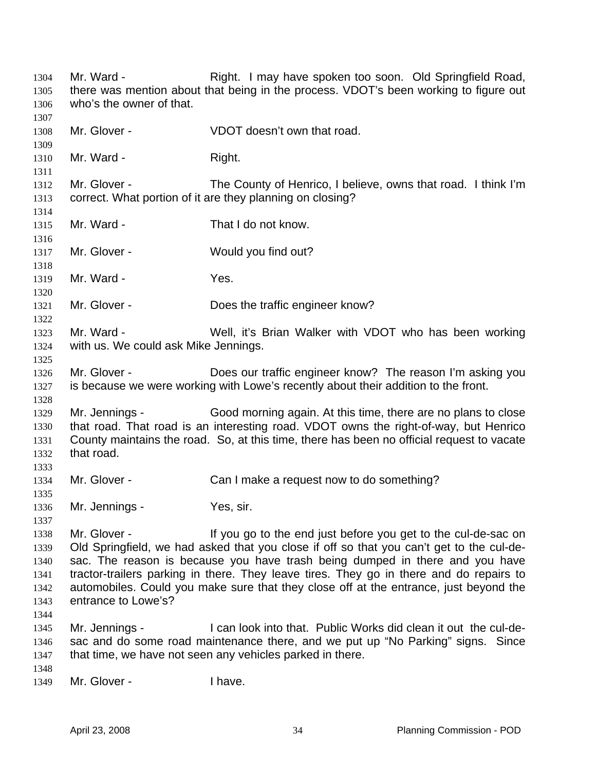Mr. Ward - Right. I may have spoken too soon. Old Springfield Road, there was mention about that being in the process. VDOT's been working to figure out who's the owner of that.

Mr. Glover - VDOT doesn't own that road.

Mr. Ward - Right.

Mr. Glover - The County of Henrico, I believe, owns that road. I think I'm correct. What portion of it are they planning on closing?

Mr. Ward - That I do not know.

Mr. Glover - Would you find out?

Mr. Ward - Yes.

Mr. Glover - Does the traffic engineer know?

Mr. Ward - Well, it's Brian Walker with VDOT who has been working with us. We could ask Mike Jennings.

Mr. Glover - Does our traffic engineer know? The reason I'm asking you is because we were working with Lowe's recently about their addition to the front.

Mr. Jennings - Good morning again. At this time, there are no plans to close that road. That road is an interesting road. VDOT owns the right-of-way, but Henrico County maintains the road. So, at this time, there has been no official request to vacate that road.

Mr. Glover - Can I make a request now to do something?

Mr. Jennings - Yes, sir.

Mr. Glover - If you go to the end just before you get to the cul-de-sac on Old Springfield, we had asked that you close if off so that you can't get to the cul-de-sac. The reason is because you have trash being dumped in there and you have tractor-trailers parking in there. They leave tires. They go in there and do repairs to automobiles. Could you make sure that they close off at the entrance, just beyond the entrance to Lowe's?

Mr. Jennings - I can look into that. Public Works did clean it out the cul-de-sac and do some road maintenance there, and we put up "No Parking" signs. Since that time, we have not seen any vehicles parked in there.

Mr. Glover - I have.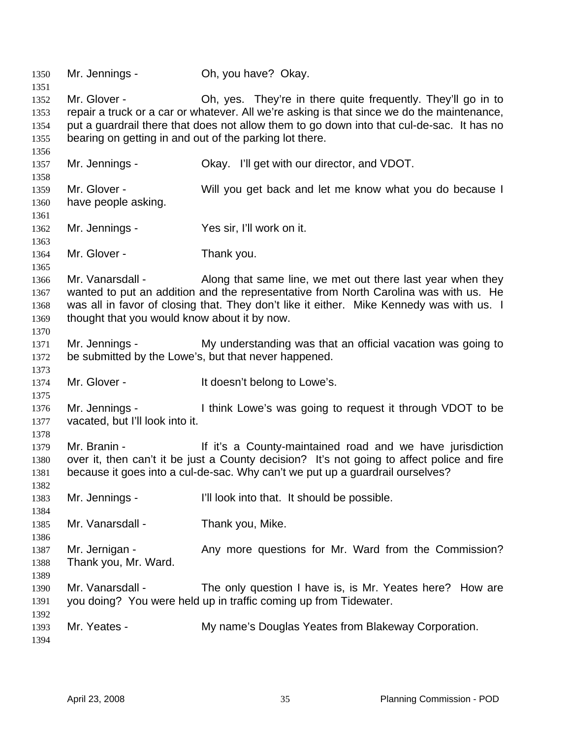Mr. Jennings - Oh, you have? Okay.

Mr. Glover - Oh, yes. They're in there quite frequently. They'll go in to repair a truck or a car or whatever. All we're asking is that since we do the maintenance, put a guardrail there that does not allow them to go down into that cul-de-sac. It has no bearing on getting in and out of the parking lot there.

Mr. Jennings - Okay. I'll get with our director, and VDOT.

Mr. Glover - Will you get back and let me know what you do because I have people asking.

Mr. Jennings - Yes sir, I'll work on it.

Mr. Glover - Thank you.

Mr. Vanarsdall - Along that same line, we met out there last year when they wanted to put an addition and the representative from North Carolina was with us. He was all in favor of closing that. They don't like it either. Mike Kennedy was with us. I thought that you would know about it by now.

Mr. Jennings - My understanding was that an official vacation was going to be submitted by the Lowe's, but that never happened.

Mr. Glover - It doesn't belong to Lowe's.

Mr. Jennings - I think Lowe's was going to request it through VDOT to be vacated, but I'll look into it.

Mr. Branin - If it's a County-maintained road and we have jurisdiction over it, then can't it be just a County decision? It's not going to affect police and fire because it goes into a cul-de-sac. Why can't we put up a guardrail ourselves?

Mr. Jennings - I'll look into that. It should be possible.

Mr. Vanarsdall - Thank you, Mike.

Mr. Jernigan - Any more questions for Mr. Ward from the Commission? Thank you, Mr. Ward.

Mr. Vanarsdall - The only question I have is, is Mr. Yeates here? How are you doing? You were held up in traffic coming up from Tidewater.

Mr. Yeates - My name's Douglas Yeates from Blakeway Corporation.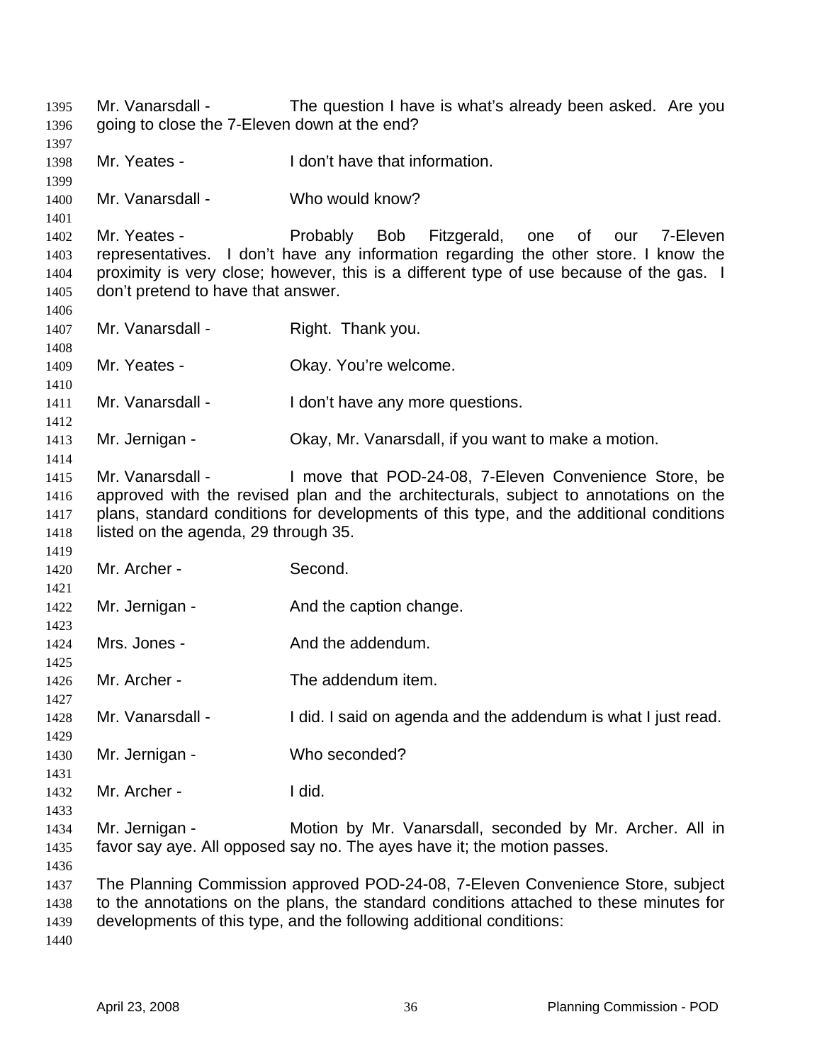Mr. Vanarsdall - The question I have is what's already been asked. Are you going to close the 7-Eleven down at the end?

Mr. Yeates - I don't have that information.

Mr. Vanarsdall - Who would know?

Mr. Yeates - Probably Bob Fitzgerald, one of our 7-Eleven representatives. I don't have any information regarding the other store. I know the proximity is very close; however, this is a different type of use because of the gas. I don't pretend to have that answer.

Mr. Vanarsdall - Right. Thank you.

Mr. Yeates - Okay. You're welcome.

Mr. Vanarsdall - I don't have any more questions.

Mr. Jernigan - Okay, Mr. Vanarsdall, if you want to make a motion.

Mr. Vanarsdall - I move that POD-24-08, 7-Eleven Convenience Store, be approved with the revised plan and the architecturals, subject to annotations on the plans, standard conditions for developments of this type, and the additional conditions listed on the agenda, 29 through 35.

Mr. Archer - Second.

Mr. Jernigan - And the caption change.

Mrs. Jones - And the addendum.

Mr. Archer - The addendum item.

Mr. Vanarsdall - I did. I said on agenda and the addendum is what I just read.

Mr. Jernigan - Who seconded?

Mr. Archer - I did.

Mr. Jernigan - Motion by Mr. Vanarsdall, seconded by Mr. Archer. All in favor say aye. All opposed say no. The ayes have it; the motion passes.

The Planning Commission approved POD-24-08, 7-Eleven Convenience Store, subject to the annotations on the plans, the standard conditions attached to these minutes for developments of this type, and the following additional conditions: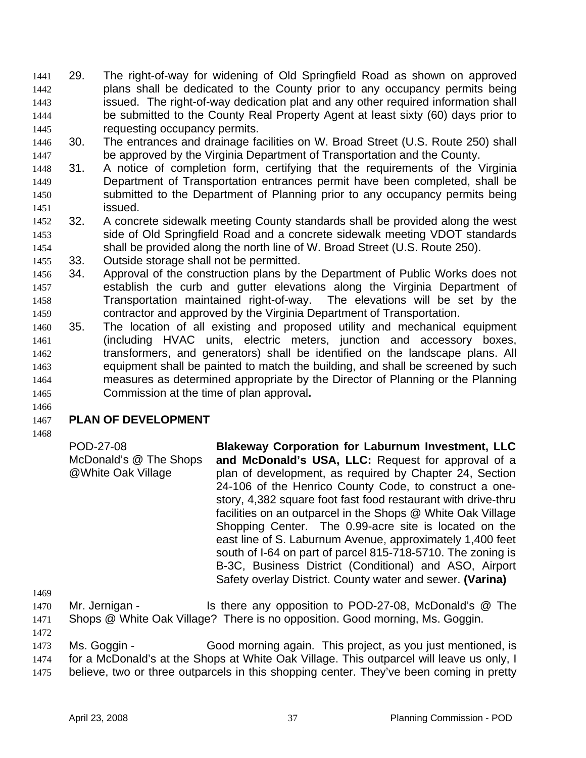29. The right-of-way for widening of Old Springfield Road as shown on approved plans shall be dedicated to the County prior to any occupancy permits being issued. The right-of-way dedication plat and any other required information shall be submitted to the County Real Property Agent at least sixty (60) days prior to requesting occupancy permits.
30. The entrances and drainage facilities on W. Broad Street (U.S. Route 250) shall be approved by the Virginia Department of Transportation and the County.
31. A notice of completion form, certifying that the requirements of the Virginia Department of Transportation entrances permit have been completed, shall be submitted to the Department of Planning prior to any occupancy permits being issued.
32. A concrete sidewalk meeting County standards shall be provided along the west side of Old Springfield Road and a concrete sidewalk meeting VDOT standards shall be provided along the north line of W. Broad Street (U.S. Route 250).
33. Outside storage shall not be permitted.
34. Approval of the construction plans by the Department of Public Works does not establish the curb and gutter elevations along the Virginia Department of Transportation maintained right-of-way. The elevations will be set by the contractor and approved by the Virginia Department of Transportation.
35. The location of all existing and proposed utility and mechanical equipment (including HVAC units, electric meters, junction and accessory boxes, transformers, and generators) shall be identified on the landscape plans. All equipment shall be painted to match the building, and shall be screened by such measures as determined appropriate by the Director of Planning or the Planning Commission at the time of plan approval**.**

## PLAN OF DEVELOPMENT

POD-27-08
McDonald's @ The Shops @White Oak Village

**Blakeway Corporation for Laburnum Investment, LLC and McDonald's USA, LLC:** Request for approval of a plan of development, as required by Chapter 24, Section 24-106 of the Henrico County Code, to construct a one-story, 4,382 square foot fast food restaurant with drive-thru facilities on an outparcel in the Shops @ White Oak Village Shopping Center. The 0.99-acre site is located on the east line of S. Laburnum Avenue, approximately 1,400 feet south of I-64 on part of parcel 815-718-5710. The zoning is B-3C, Business District (Conditional) and ASO, Airport Safety overlay District. County water and sewer. **(Varina)**

Mr. Jernigan - Is there any opposition to POD-27-08, McDonald's @ The Shops @ White Oak Village? There is no opposition. Good morning, Ms. Goggin.

Ms. Goggin - Good morning again. This project, as you just mentioned, is for a McDonald's at the Shops at White Oak Village. This outparcel will leave us only, I believe, two or three outparcels in this shopping center. They've been coming in pretty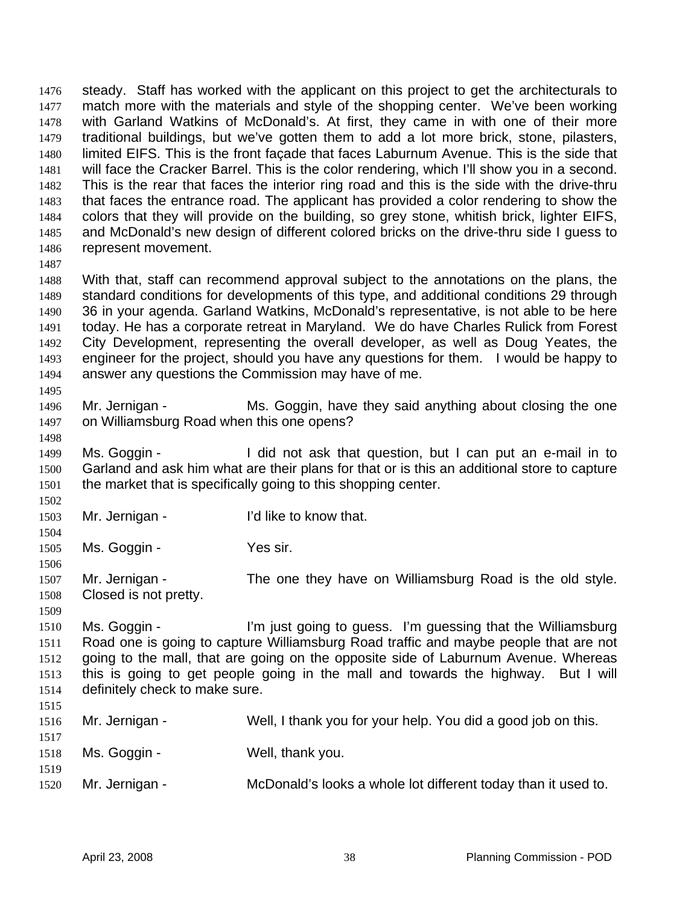steady. Staff has worked with the applicant on this project to get the architecturals to match more with the materials and style of the shopping center. We've been working with Garland Watkins of McDonald's. At first, they came in with one of their more traditional buildings, but we've gotten them to add a lot more brick, stone, pilasters, limited EIFS. This is the front façade that faces Laburnum Avenue. This is the side that will face the Cracker Barrel. This is the color rendering, which I'll show you in a second. This is the rear that faces the interior ring road and this is the side with the drive-thru that faces the entrance road. The applicant has provided a color rendering to show the colors that they will provide on the building, so grey stone, whitish brick, lighter EIFS, and McDonald's new design of different colored bricks on the drive-thru side I guess to represent movement.

With that, staff can recommend approval subject to the annotations on the plans, the standard conditions for developments of this type, and additional conditions 29 through 36 in your agenda. Garland Watkins, McDonald's representative, is not able to be here today. He has a corporate retreat in Maryland. We do have Charles Rulick from Forest City Development, representing the overall developer, as well as Doug Yeates, the engineer for the project, should you have any questions for them. I would be happy to answer any questions the Commission may have of me.

Mr. Jernigan - Ms. Goggin, have they said anything about closing the one on Williamsburg Road when this one opens?

Ms. Goggin - I did not ask that question, but I can put an e-mail in to Garland and ask him what are their plans for that or is this an additional store to capture the market that is specifically going to this shopping center.

Mr. Jernigan - I'd like to know that.

Ms. Goggin - Yes sir.

Mr. Jernigan - The one they have on Williamsburg Road is the old style. Closed is not pretty.

Ms. Goggin - I'm just going to guess. I'm guessing that the Williamsburg Road one is going to capture Williamsburg Road traffic and maybe people that are not going to the mall, that are going on the opposite side of Laburnum Avenue. Whereas this is going to get people going in the mall and towards the highway. But I will definitely check to make sure.

Mr. Jernigan - Well, I thank you for your help. You did a good job on this.

Ms. Goggin - Well, thank you.

Mr. Jernigan - McDonald's looks a whole lot different today than it used to.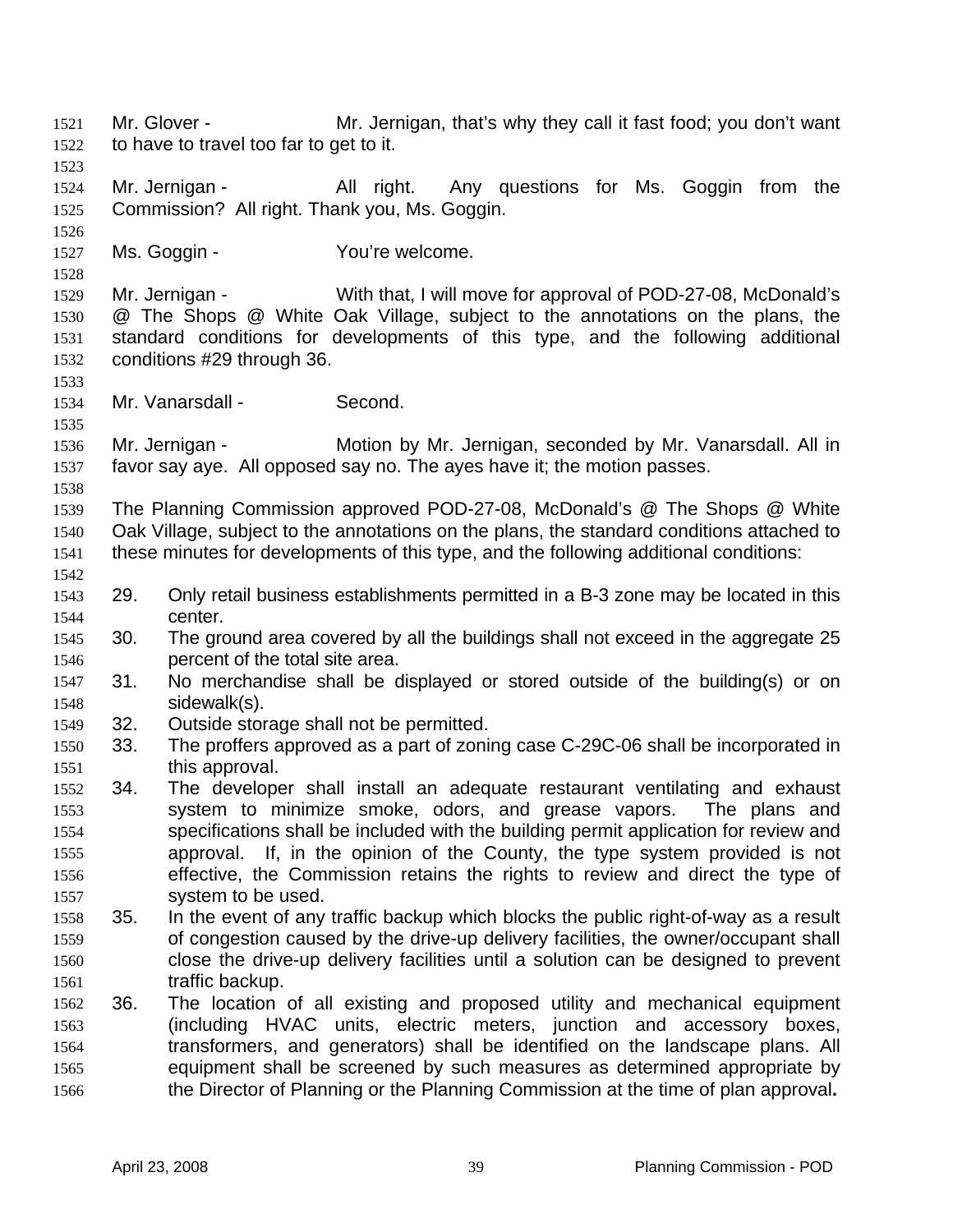Mr. Glover - Mr. Jernigan, that's why they call it fast food; you don't want to have to travel too far to get to it.

Mr. Jernigan - All right. Any questions for Ms. Goggin from the Commission? All right. Thank you, Ms. Goggin.

Ms. Goggin - You're welcome.

Mr. Jernigan - With that, I will move for approval of POD-27-08, McDonald's @ The Shops @ White Oak Village, subject to the annotations on the plans, the standard conditions for developments of this type, and the following additional conditions #29 through 36.

Mr. Vanarsdall - Second.

Mr. Jernigan - Motion by Mr. Jernigan, seconded by Mr. Vanarsdall. All in favor say aye. All opposed say no. The ayes have it; the motion passes.

The Planning Commission approved POD-27-08, McDonald's @ The Shops @ White Oak Village, subject to the annotations on the plans, the standard conditions attached to these minutes for developments of this type, and the following additional conditions:

29. Only retail business establishments permitted in a B-3 zone may be located in this center.
30. The ground area covered by all the buildings shall not exceed in the aggregate 25 percent of the total site area.
31. No merchandise shall be displayed or stored outside of the building(s) or on sidewalk(s).
32. Outside storage shall not be permitted.
33. The proffers approved as a part of zoning case C-29C-06 shall be incorporated in this approval.
34. The developer shall install an adequate restaurant ventilating and exhaust system to minimize smoke, odors, and grease vapors. The plans and specifications shall be included with the building permit application for review and approval. If, in the opinion of the County, the type system provided is not effective, the Commission retains the rights to review and direct the type of system to be used.
35. In the event of any traffic backup which blocks the public right-of-way as a result of congestion caused by the drive-up delivery facilities, the owner/occupant shall close the drive-up delivery facilities until a solution can be designed to prevent traffic backup.
36. The location of all existing and proposed utility and mechanical equipment (including HVAC units, electric meters, junction and accessory boxes, transformers, and generators) shall be identified on the landscape plans. All equipment shall be screened by such measures as determined appropriate by the Director of Planning or the Planning Commission at the time of plan approval.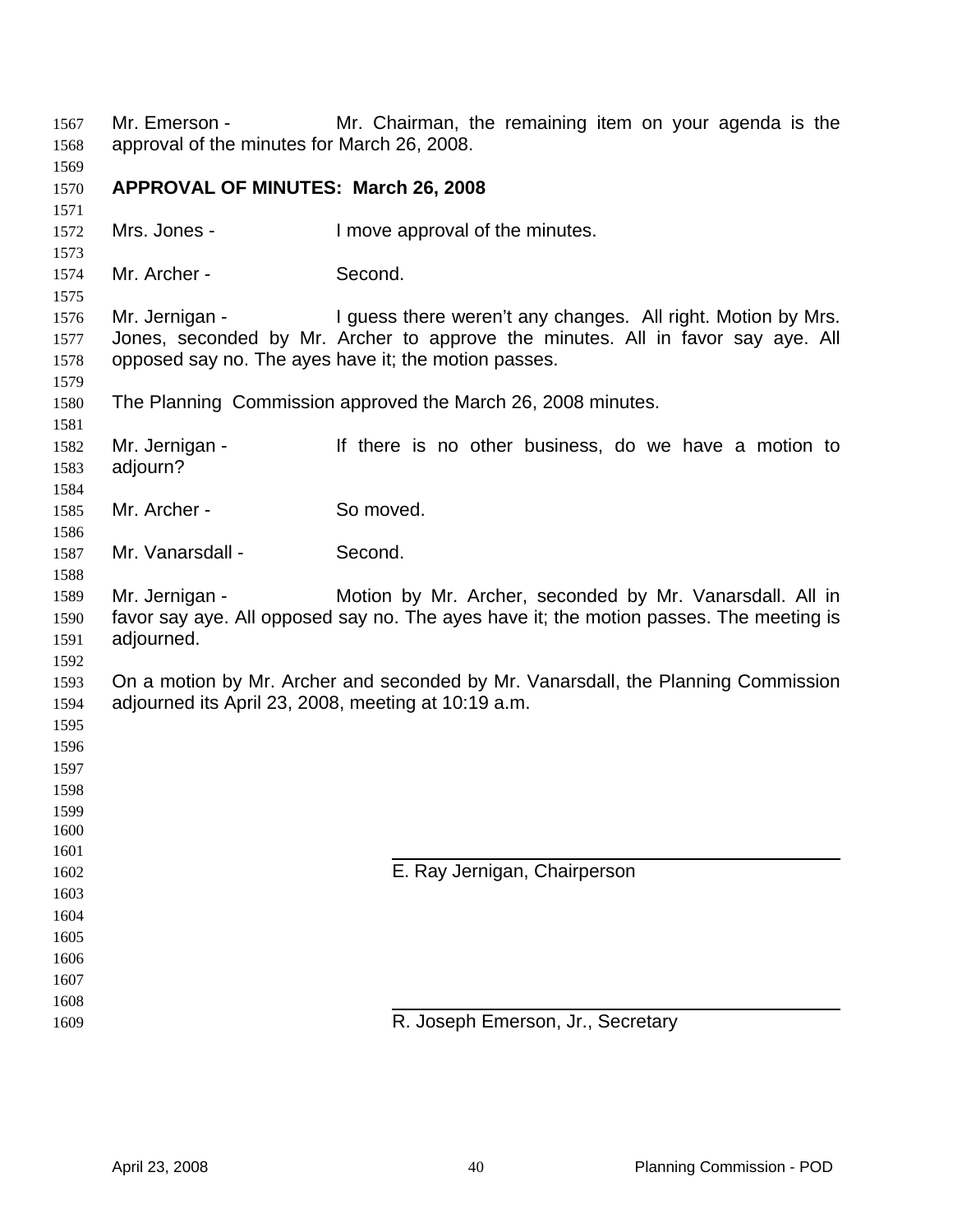Mr. Emerson - Mr. Chairman, the remaining item on your agenda is the approval of the minutes for March 26, 2008.

**APPROVAL OF MINUTES: March 26, 2008**

Mrs. Jones - I move approval of the minutes.

Mr. Archer - Second.

Mr. Jernigan - I guess there weren't any changes. All right. Motion by Mrs. Jones, seconded by Mr. Archer to approve the minutes. All in favor say aye. All opposed say no. The ayes have it; the motion passes.

The Planning Commission approved the March 26, 2008 minutes.

Mr. Jernigan - If there is no other business, do we have a motion to adjourn?

Mr. Archer - So moved.

Mr. Vanarsdall - Second.

Mr. Jernigan - Motion by Mr. Archer, seconded by Mr. Vanarsdall. All in favor say aye. All opposed say no. The ayes have it; the motion passes. The meeting is adjourned.

On a motion by Mr. Archer and seconded by Mr. Vanarsdall, the Planning Commission adjourned its April 23, 2008, meeting at 10:19 a.m.

\_\_\_\_\_\_\_\_\_\_\_\_\_\_\_\_\_\_\_\_\_\_\_\_\_\_\_\_\_\_\_\_\_\_\_\_\_\_\_\_

E. Ray Jernigan, Chairperson

\_\_\_\_\_\_\_\_\_\_\_\_\_\_\_\_\_\_\_\_\_\_\_\_\_\_\_\_\_\_\_\_\_\_\_\_\_\_\_\_

R. Joseph Emerson, Jr., Secretary